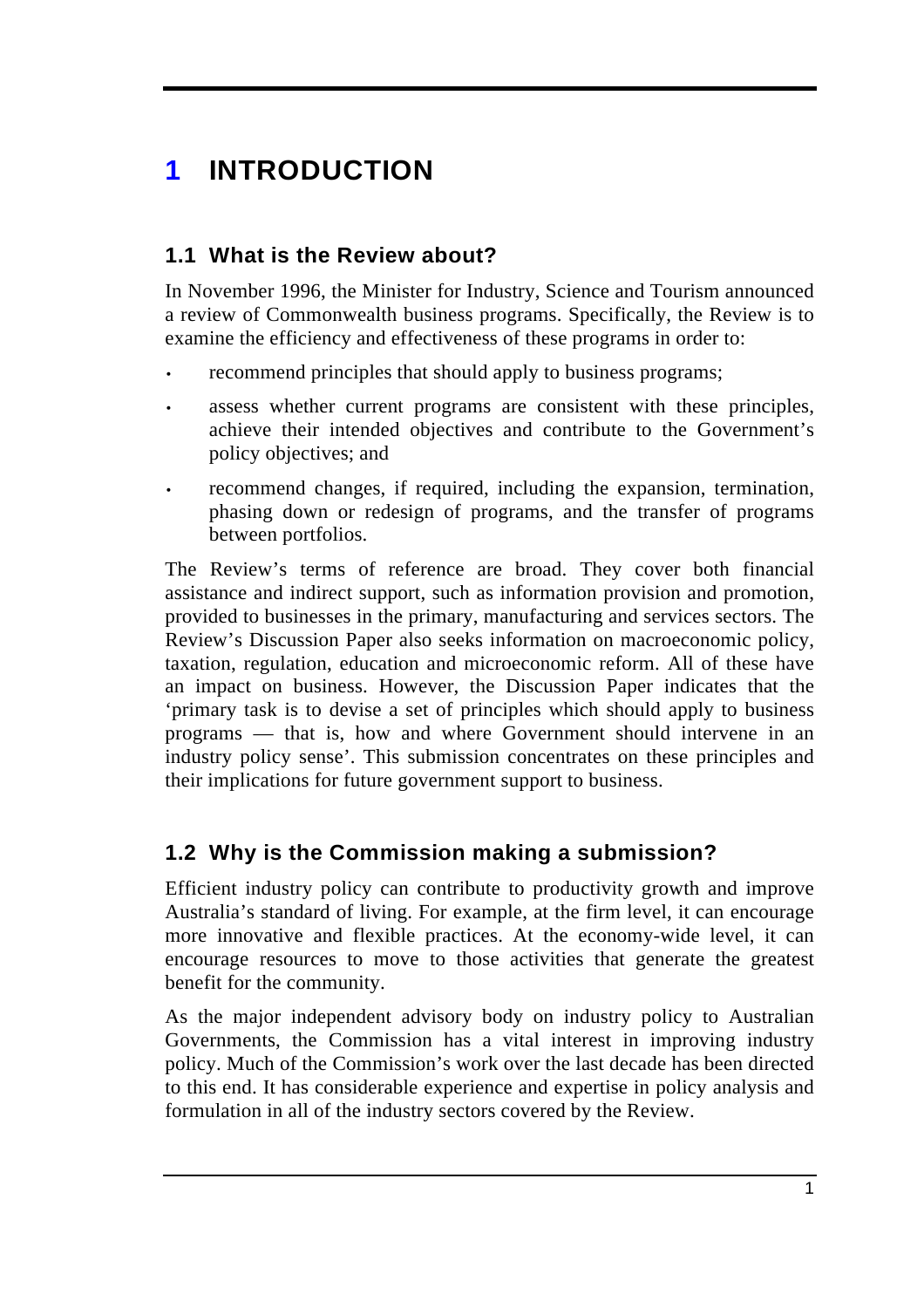# 1 INTRODUCTION

## 1.1 What is the Review about?

In November 1996, the Minister for Industry, Science and Tourism announced a review of Commonwealth business programs. Specifically, the Review is to examine the efficiency and effectiveness of these programs in order to:

- recommend principles that should apply to business programs;
- assess whether current programs are consistent with these principles, achieve their intended objectives and contribute to the Government's policy objectives; and
- recommend changes, if required, including the expansion, termination, phasing down or redesign of programs, and the transfer of programs between portfolios.

The Review's terms of reference are broad. They cover both financial assistance and indirect support, such as information provision and promotion, provided to businesses in the primary, manufacturing and services sectors. The Review's Discussion Paper also seeks information on macroeconomic policy, taxation, regulation, education and microeconomic reform. All of these have an impact on business. However, the Discussion Paper indicates that the 'primary task is to devise a set of principles which should apply to business programs — that is, how and where Government should intervene in an industry policy sense'. This submission concentrates on these principles and their implications for future government support to business.

## 1.2 Why is the Commission making a submission?

Efficient industry policy can contribute to productivity growth and improve Australia's standard of living. For example, at the firm level, it can encourage more innovative and flexible practices. At the economy-wide level, it can encourage resources to move to those activities that generate the greatest benefit for the community.

As the major independent advisory body on industry policy to Australian Governments, the Commission has a vital interest in improving industry policy. Much of the Commission's work over the last decade has been directed to this end. It has considerable experience and expertise in policy analysis and formulation in all of the industry sectors covered by the Review.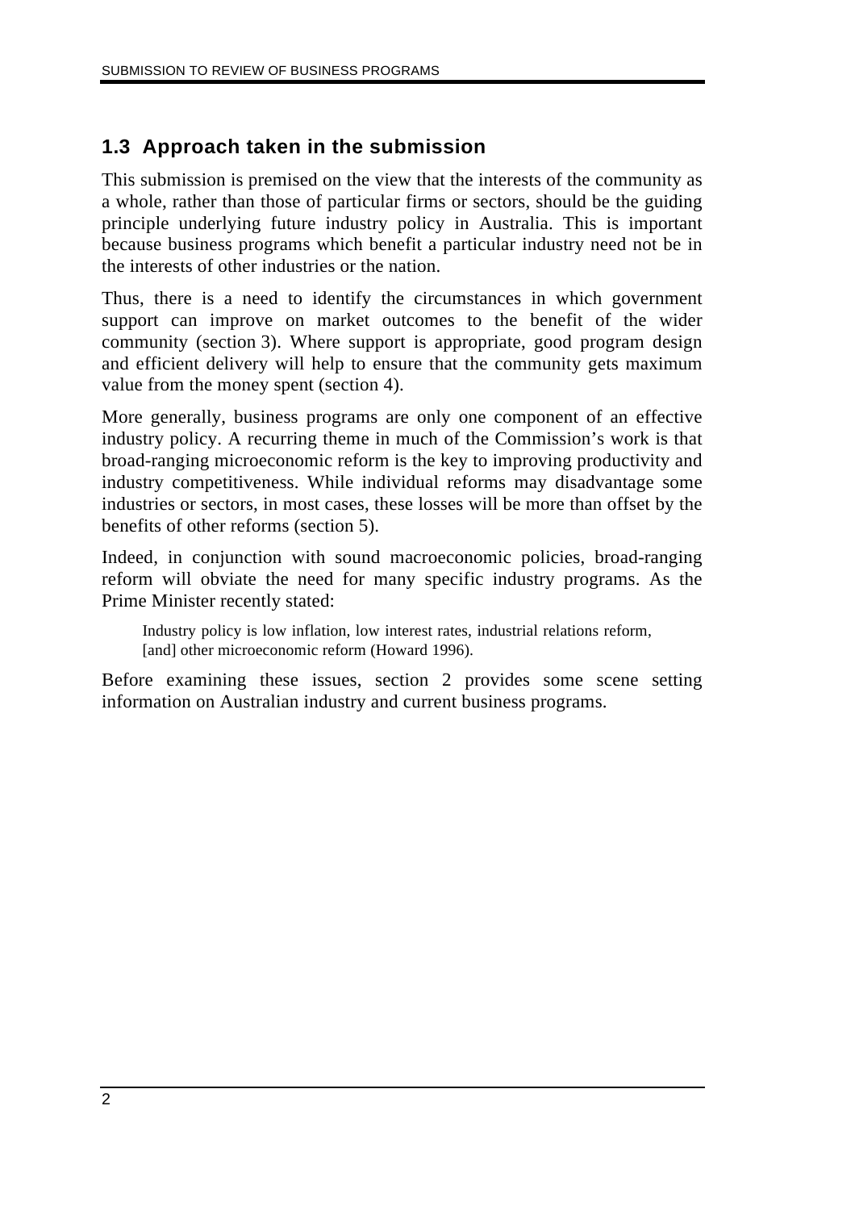## 1.3 Approach taken in the submission

This submission is premised on the view that the interests of the community as a whole, rather than those of particular firms or sectors, should be the guiding principle underlying future industry policy in Australia. This is important because business programs which benefit a particular industry need not be in the interests of other industries or the nation.

Thus, there is a need to identify the circumstances in which government support can improve on market outcomes to the benefit of the wider community (section 3). Where support is appropriate, good program design and efficient delivery will help to ensure that the community gets maximum value from the money spent (section 4).

More generally, business programs are only one component of an effective industry policy. A recurring theme in much of the Commission's work is that broad-ranging microeconomic reform is the key to improving productivity and industry competitiveness. While individual reforms may disadvantage some industries or sectors, in most cases, these losses will be more than offset by the benefits of other reforms (section 5).

Indeed, in conjunction with sound macroeconomic policies, broad-ranging reform will obviate the need for many specific industry programs. As the Prime Minister recently stated:

> Industry policy is low inflation, low interest rates, industrial relations reform, [and] other microeconomic reform (Howard 1996).

Before examining these issues, section 2 provides some scene setting information on Australian industry and current business programs.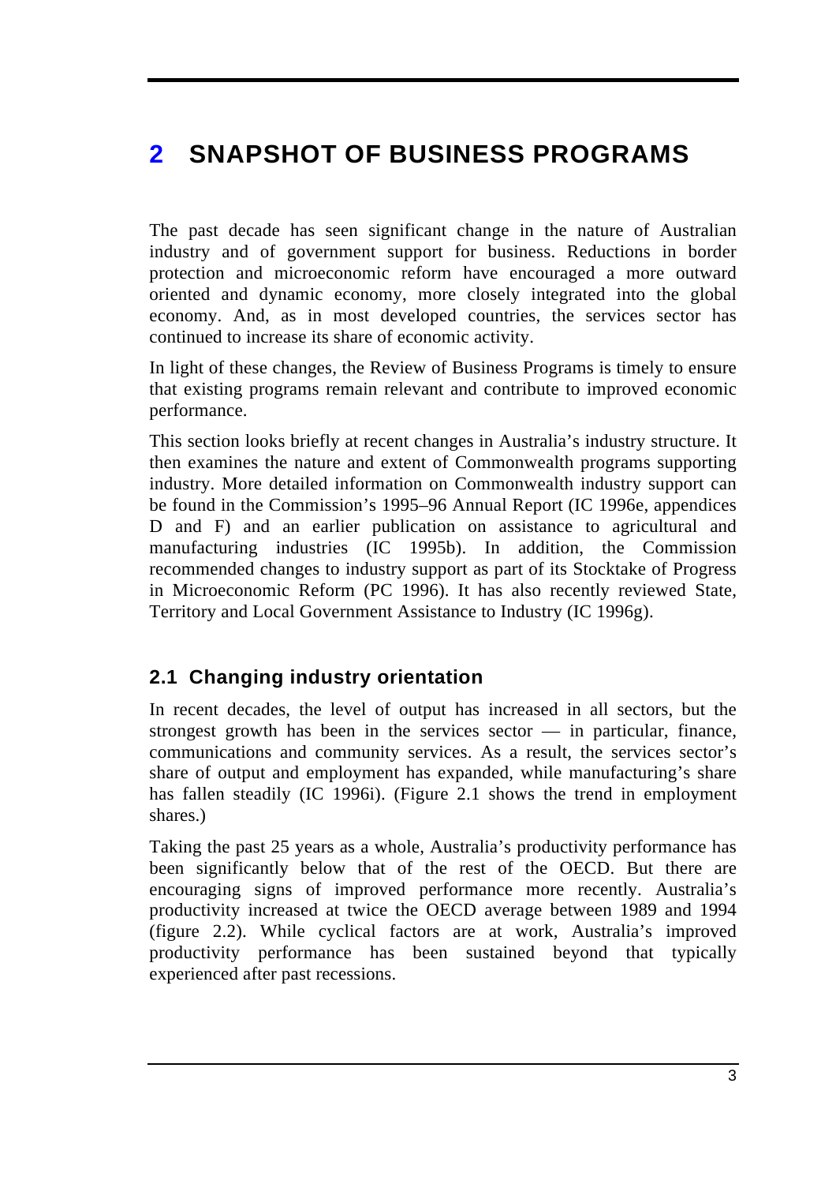# 2 SNAPSHOT OF BUSINESS PROGRAMS

The past decade has seen significant change in the nature of Australian industry and of government support for business. Reductions in border protection and microeconomic reform have encouraged a more outward oriented and dynamic economy, more closely integrated into the global economy. And, as in most developed countries, the services sector has continued to increase its share of economic activity.

In light of these changes, the Review of Business Programs is timely to ensure that existing programs remain relevant and contribute to improved economic performance.

This section looks briefly at recent changes in Australia's industry structure. It then examines the nature and extent of Commonwealth programs supporting industry. More detailed information on Commonwealth industry support can be found in the Commission's 1995–96 Annual Report (IC 1996e, appendices D and F) and an earlier publication on assistance to agricultural and manufacturing industries (IC 1995b). In addition, the Commission recommended changes to industry support as part of its Stocktake of Progress in Microeconomic Reform (PC 1996). It has also recently reviewed State, Territory and Local Government Assistance to Industry (IC 1996g).

## 2.1 Changing industry orientation

In recent decades, the level of output has increased in all sectors, but the strongest growth has been in the services sector — in particular, finance, communications and community services. As a result, the services sector's share of output and employment has expanded, while manufacturing's share has fallen steadily (IC 1996i). (Figure 2.1 shows the trend in employment shares.)

Taking the past 25 years as a whole, Australia's productivity performance has been significantly below that of the rest of the OECD. But there are encouraging signs of improved performance more recently. Australia's productivity increased at twice the OECD average between 1989 and 1994 (figure 2.2). While cyclical factors are at work, Australia's improved productivity performance has been sustained beyond that typically experienced after past recessions.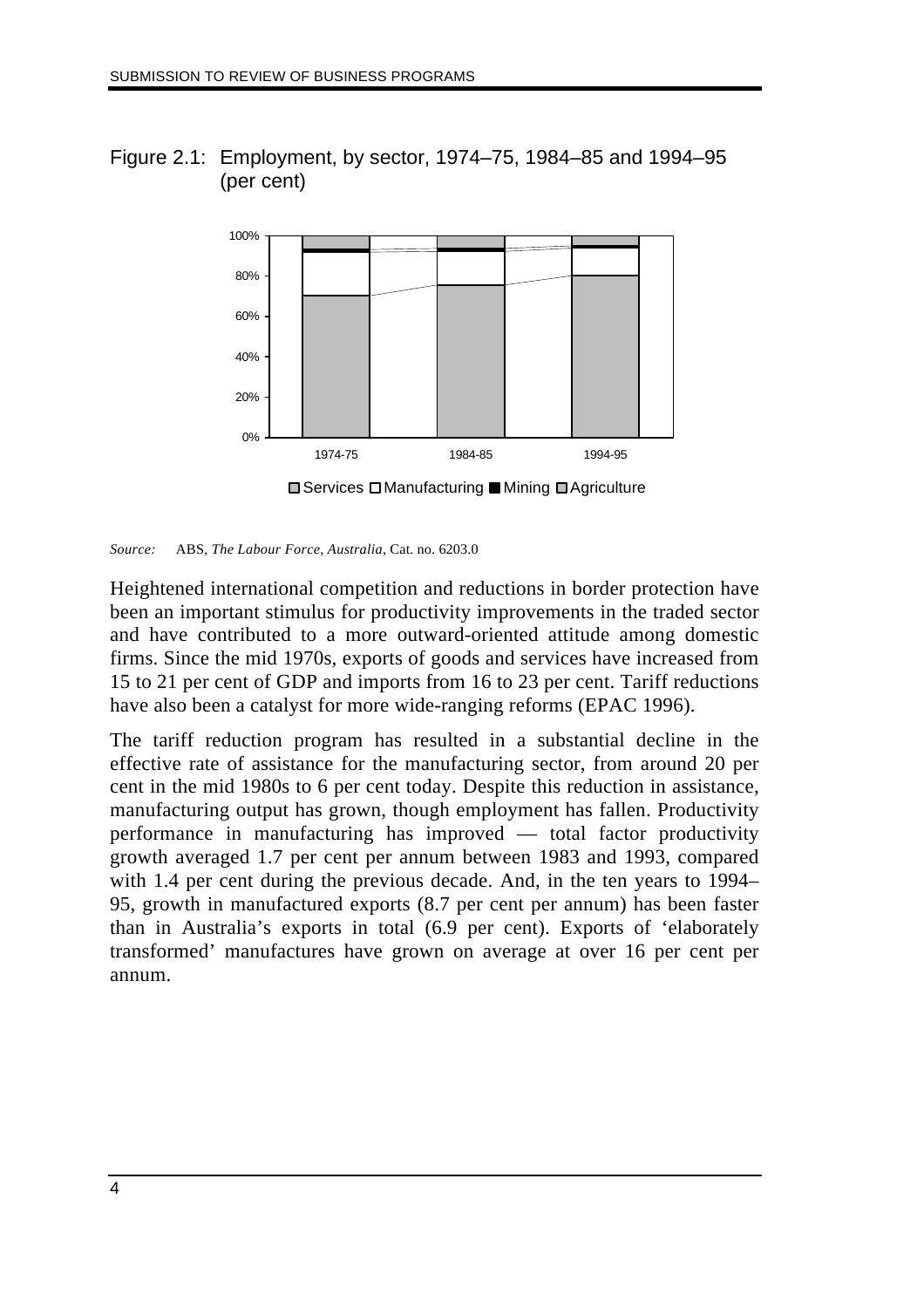Figure 2.1: Employment, by sector, 1974–75, 1984–85 and 1994–95 (per cent)

*Source:* ABS, *The Labour Force, Australia*, Cat. no. 6203.0

Heightened international competition and reductions in border protection have been an important stimulus for productivity improvements in the traded sector and have contributed to a more outward-oriented attitude among domestic firms. Since the mid 1970s, exports of goods and services have increased from 15 to 21 per cent of GDP and imports from 16 to 23 per cent. Tariff reductions have also been a catalyst for more wide-ranging reforms (EPAC 1996).

The tariff reduction program has resulted in a substantial decline in the effective rate of assistance for the manufacturing sector, from around 20 per cent in the mid 1980s to 6 per cent today. Despite this reduction in assistance, manufacturing output has grown, though employment has fallen. Productivity performance in manufacturing has improved — total factor productivity growth averaged 1.7 per cent per annum between 1983 and 1993, compared with 1.4 per cent during the previous decade. And, in the ten years to 1994–95, growth in manufactured exports (8.7 per cent per annum) has been faster than in Australia's exports in total (6.9 per cent). Exports of 'elaborately transformed' manufactures have grown on average at over 16 per cent per annum.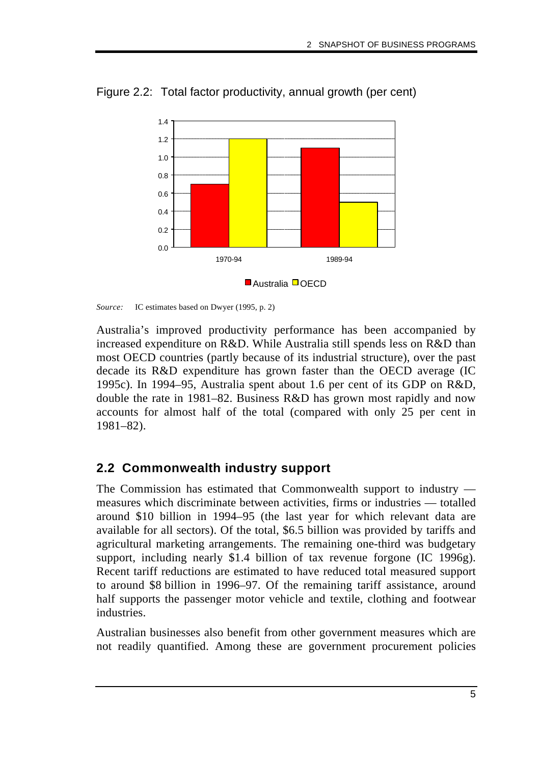Figure 2.2: Total factor productivity, annual growth (per cent)

*Source:* IC estimates based on Dwyer (1995, p. 2)

Australia's improved productivity performance has been accompanied by increased expenditure on R&D. While Australia still spends less on R&D than most OECD countries (partly because of its industrial structure), over the past decade its R&D expenditure has grown faster than the OECD average (IC 1995c). In 1994–95, Australia spent about 1.6 per cent of its GDP on R&D, double the rate in 1981–82. Business R&D has grown most rapidly and now accounts for almost half of the total (compared with only 25 per cent in 1981–82).

## 2.2 Commonwealth industry support

The Commission has estimated that Commonwealth support to industry — measures which discriminate between activities, firms or industries — totalled around $10 billion in 1994–95 (the last year for which relevant data are available for all sectors). Of the total, $6.5 billion was provided by tariffs and agricultural marketing arrangements. The remaining one-third was budgetary support, including nearly $1.4 billion of tax revenue forgone (IC 1996g). Recent tariff reductions are estimated to have reduced total measured support to around $8 billion in 1996–97. Of the remaining tariff assistance, around half supports the passenger motor vehicle and textile, clothing and footwear industries.

Australian businesses also benefit from other government measures which are not readily quantified. Among these are government procurement policies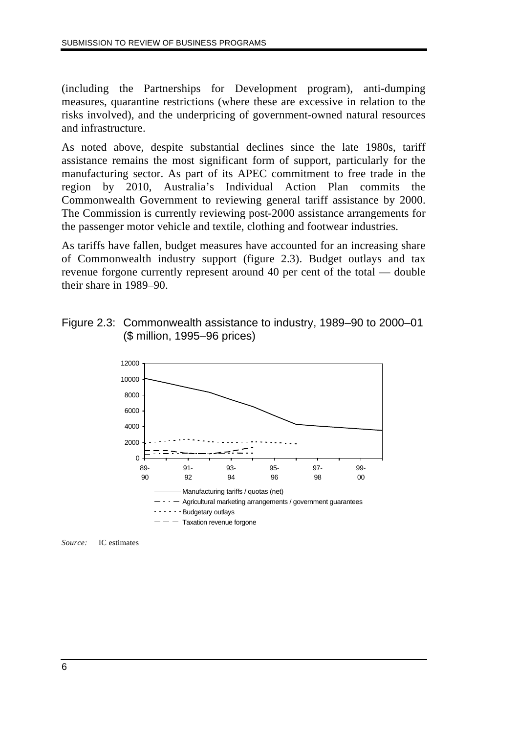(including the Partnerships for Development program), anti-dumping measures, quarantine restrictions (where these are excessive in relation to the risks involved), and the underpricing of government-owned natural resources and infrastructure.

As noted above, despite substantial declines since the late 1980s, tariff assistance remains the most significant form of support, particularly for the manufacturing sector. As part of its APEC commitment to free trade in the region by 2010, Australia's Individual Action Plan commits the Commonwealth Government to reviewing general tariff assistance by 2000. The Commission is currently reviewing post-2000 assistance arrangements for the passenger motor vehicle and textile, clothing and footwear industries.

As tariffs have fallen, budget measures have accounted for an increasing share of Commonwealth industry support (figure 2.3). Budget outlays and tax revenue forgone currently represent around 40 per cent of the total — double their share in 1989–90.

Figure 2.3: Commonwealth assistance to industry, 1989–90 to 2000–01 ($ million, 1995–96 prices)

*Source:* IC estimates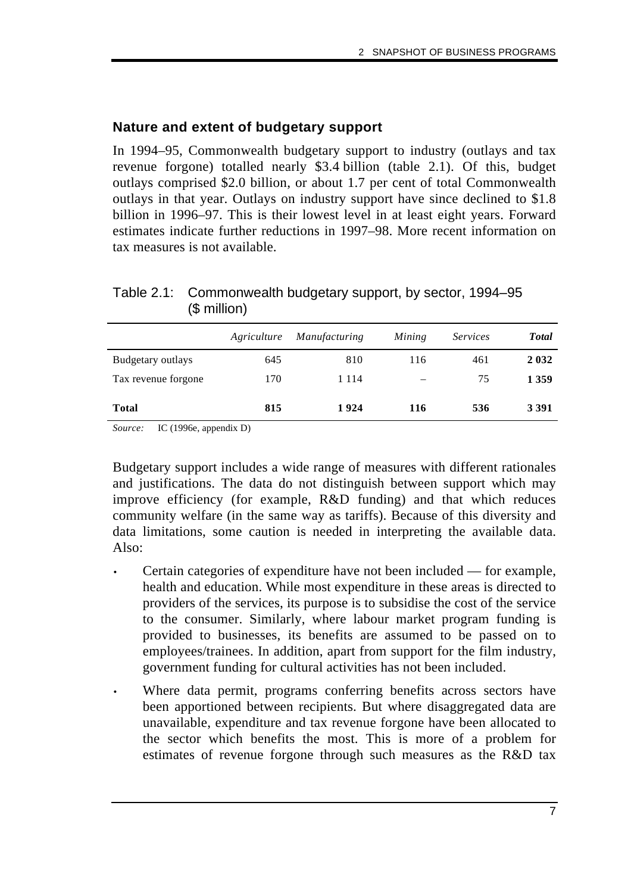## Nature and extent of budgetary support

In 1994–95, Commonwealth budgetary support to industry (outlays and tax revenue forgone) totalled nearly $3.4 billion (table 2.1). Of this, budget outlays comprised $2.0 billion, or about 1.7 per cent of total Commonwealth outlays in that year. Outlays on industry support have since declined to $1.8 billion in 1996–97. This is their lowest level in at least eight years. Forward estimates indicate further reductions in 1997–98. More recent information on tax measures is not available.

Table 2.1: Commonwealth budgetary support, by sector, 1994–95 ($ million)

| | *Agriculture* | *Manufacturing* | *Mining* | *Services* | ***Total*** |
|---|---|---|---|---|---|
| Budgetary outlays | 645 | 810 | 116 | 461 | **2 032** |
| Tax revenue forgone | 170 | 1 114 | – | 75 | **1 359** |
| **Total** | **815** | **1 924** | **116** | **536** | **3 391** |

*Source:* IC (1996e, appendix D)

Budgetary support includes a wide range of measures with different rationales and justifications. The data do not distinguish between support which may improve efficiency (for example, R&D funding) and that which reduces community welfare (in the same way as tariffs). Because of this diversity and data limitations, some caution is needed in interpreting the available data. Also:

- Certain categories of expenditure have not been included — for example, health and education. While most expenditure in these areas is directed to providers of the services, its purpose is to subsidise the cost of the service to the consumer. Similarly, where labour market program funding is provided to businesses, its benefits are assumed to be passed on to employees/trainees. In addition, apart from support for the film industry, government funding for cultural activities has not been included.
- Where data permit, programs conferring benefits across sectors have been apportioned between recipients. But where disaggregated data are unavailable, expenditure and tax revenue forgone have been allocated to the sector which benefits the most. This is more of a problem for estimates of revenue forgone through such measures as the R&D tax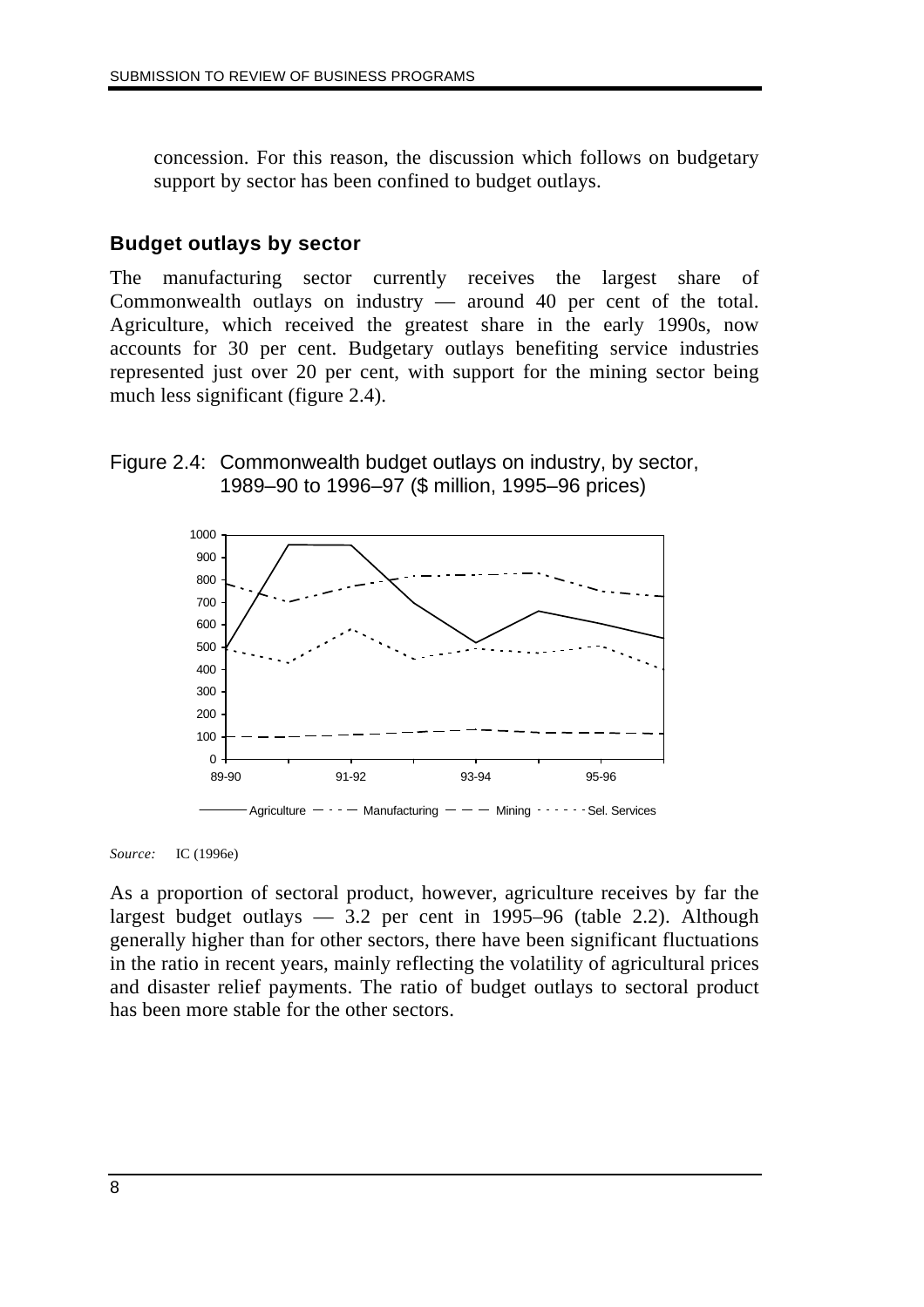concession. For this reason, the discussion which follows on budgetary support by sector has been confined to budget outlays.

### Budget outlays by sector

The manufacturing sector currently receives the largest share of Commonwealth outlays on industry — around 40 per cent of the total. Agriculture, which received the greatest share in the early 1990s, now accounts for 30 per cent. Budgetary outlays benefiting service industries represented just over 20 per cent, with support for the mining sector being much less significant (figure 2.4).

Figure 2.4: Commonwealth budget outlays on industry, by sector, 1989–90 to 1996–97 ($ million, 1995–96 prices)

*Source:* IC (1996e)

As a proportion of sectoral product, however, agriculture receives by far the largest budget outlays — 3.2 per cent in 1995–96 (table 2.2). Although generally higher than for other sectors, there have been significant fluctuations in the ratio in recent years, mainly reflecting the volatility of agricultural prices and disaster relief payments. The ratio of budget outlays to sectoral product has been more stable for the other sectors.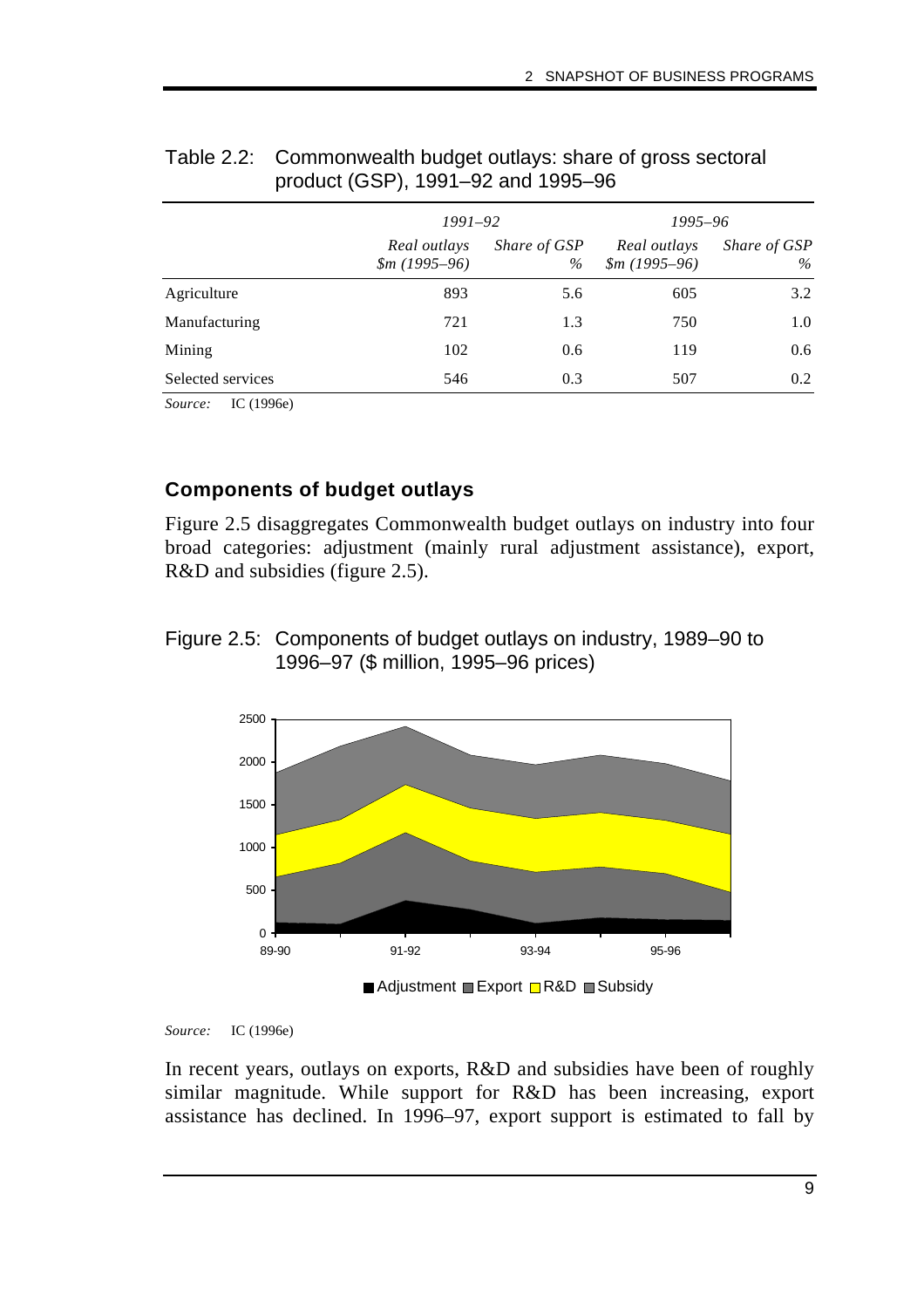Table 2.2: Commonwealth budget outlays: share of gross sectoral product (GSP), 1991–92 and 1995–96

| | *1991–92* | | *1995–96* | |
|---|---|---|---|---|
| | *Real outlays $m (1995–96)* | *Share of GSP %* | *Real outlays $m (1995–96)* | *Share of GSP %* |
| Agriculture | 893 | 5.6 | 605 | 3.2 |
| Manufacturing | 721 | 1.3 | 750 | 1.0 |
| Mining | 102 | 0.6 | 119 | 0.6 |
| Selected services | 546 | 0.3 | 507 | 0.2 |

*Source:* IC (1996e)

### Components of budget outlays

Figure 2.5 disaggregates Commonwealth budget outlays on industry into four broad categories: adjustment (mainly rural adjustment assistance), export, R&D and subsidies (figure 2.5).

Figure 2.5: Components of budget outlays on industry, 1989–90 to 1996–97 ($ million, 1995–96 prices)

*Source:* IC (1996e)

In recent years, outlays on exports, R&D and subsidies have been of roughly similar magnitude. While support for R&D has been increasing, export assistance has declined. In 1996–97, export support is estimated to fall by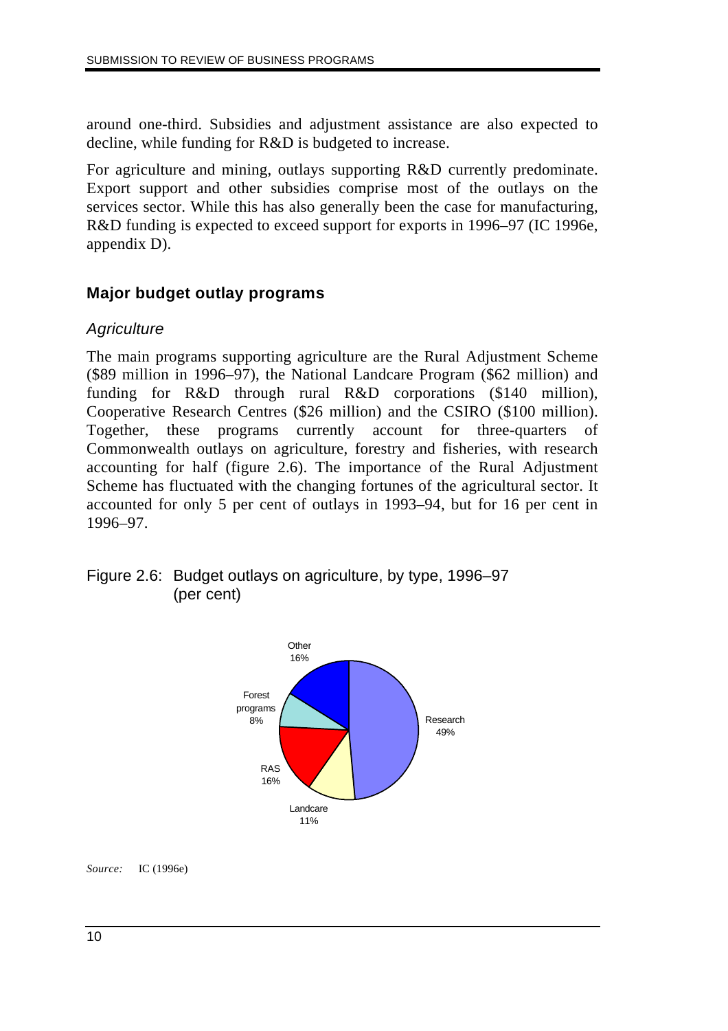around one-third. Subsidies and adjustment assistance are also expected to decline, while funding for R&D is budgeted to increase.

For agriculture and mining, outlays supporting R&D currently predominate. Export support and other subsidies comprise most of the outlays on the services sector. While this has also generally been the case for manufacturing, R&D funding is expected to exceed support for exports in 1996–97 (IC 1996e, appendix D).

### Major budget outlay programs

#### *Agriculture*

The main programs supporting agriculture are the Rural Adjustment Scheme ($89 million in 1996–97), the National Landcare Program ($62 million) and funding for R&D through rural R&D corporations ($140 million), Cooperative Research Centres ($26 million) and the CSIRO ($100 million). Together, these programs currently account for three-quarters of Commonwealth outlays on agriculture, forestry and fisheries, with research accounting for half (figure 2.6). The importance of the Rural Adjustment Scheme has fluctuated with the changing fortunes of the agricultural sector. It accounted for only 5 per cent of outlays in 1993–94, but for 16 per cent in 1996–97.

Figure 2.6: Budget outlays on agriculture, by type, 1996–97 (per cent)

| Type | Per cent |
| --- | --- |
| Research | 49% |
| Landcare | 11% |
| RAS | 16% |
| Forest programs | 8% |
| Other | 16% |

*Source:* IC (1996e)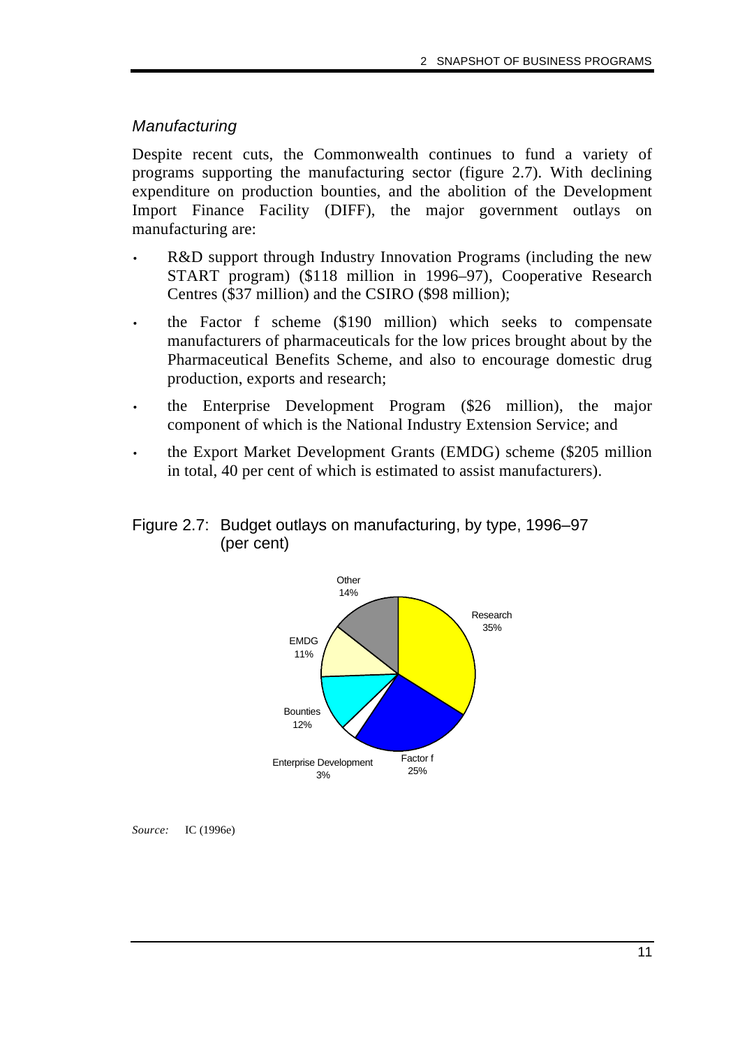### *Manufacturing*

Despite recent cuts, the Commonwealth continues to fund a variety of programs supporting the manufacturing sector (figure 2.7). With declining expenditure on production bounties, and the abolition of the Development Import Finance Facility (DIFF), the major government outlays on manufacturing are:

- R&D support through Industry Innovation Programs (including the new START program) ($118 million in 1996–97), Cooperative Research Centres ($37 million) and the CSIRO ($98 million);
- the Factor f scheme ($190 million) which seeks to compensate manufacturers of pharmaceuticals for the low prices brought about by the Pharmaceutical Benefits Scheme, and also to encourage domestic drug production, exports and research;
- the Enterprise Development Program ($26 million), the major component of which is the National Industry Extension Service; and
- the Export Market Development Grants (EMDG) scheme ($205 million in total, 40 per cent of which is estimated to assist manufacturers).

Figure 2.7: Budget outlays on manufacturing, by type, 1996–97 (per cent)

| Type | Per cent |
|---|---|
| Research | 35% |
| Factor f | 25% |
| Enterprise Development | 3% |
| Bounties | 12% |
| EMDG | 11% |
| Other | 14% |

*Source:* IC (1996e)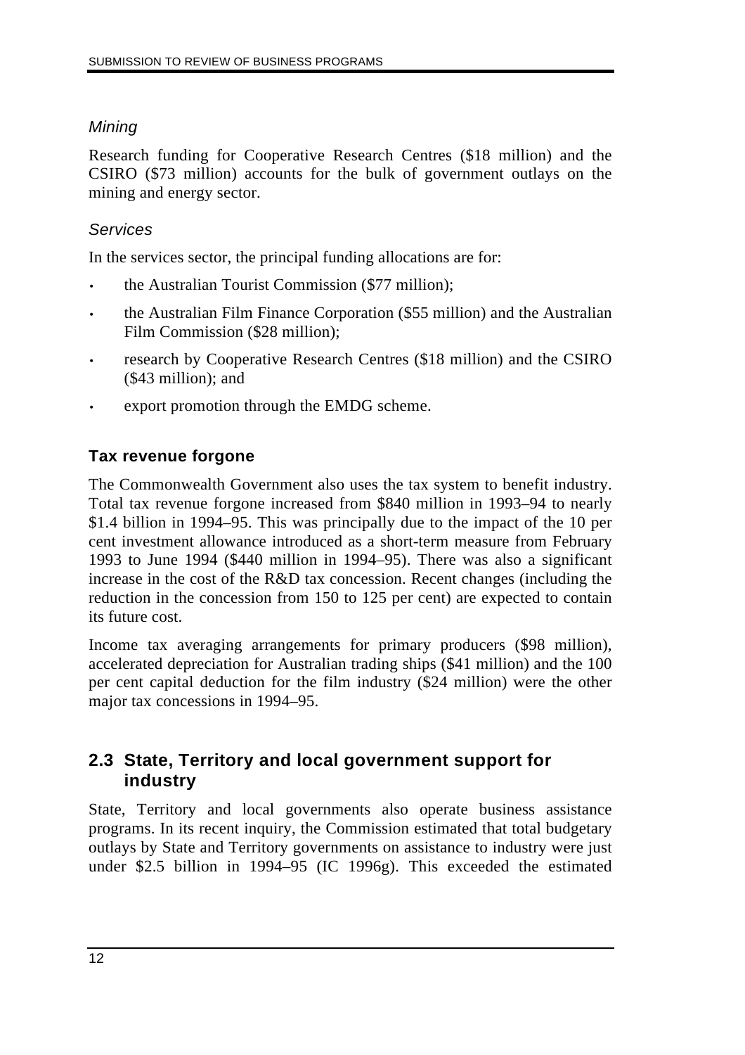*Mining*

Research funding for Cooperative Research Centres ($18 million) and the CSIRO ($73 million) accounts for the bulk of government outlays on the mining and energy sector.

*Services*

In the services sector, the principal funding allocations are for:

- the Australian Tourist Commission ($77 million);
- the Australian Film Finance Corporation ($55 million) and the Australian Film Commission ($28 million);
- research by Cooperative Research Centres ($18 million) and the CSIRO ($43 million); and
- export promotion through the EMDG scheme.

### Tax revenue forgone

The Commonwealth Government also uses the tax system to benefit industry. Total tax revenue forgone increased from $840 million in 1993–94 to nearly $1.4 billion in 1994–95. This was principally due to the impact of the 10 per cent investment allowance introduced as a short-term measure from February 1993 to June 1994 ($440 million in 1994–95). There was also a significant increase in the cost of the R&D tax concession. Recent changes (including the reduction in the concession from 150 to 125 per cent) are expected to contain its future cost.

Income tax averaging arrangements for primary producers ($98 million), accelerated depreciation for Australian trading ships ($41 million) and the 100 per cent capital deduction for the film industry ($24 million) were the other major tax concessions in 1994–95.

## 2.3 State, Territory and local government support for industry

State, Territory and local governments also operate business assistance programs. In its recent inquiry, the Commission estimated that total budgetary outlays by State and Territory governments on assistance to industry were just under $2.5 billion in 1994–95 (IC 1996g). This exceeded the estimated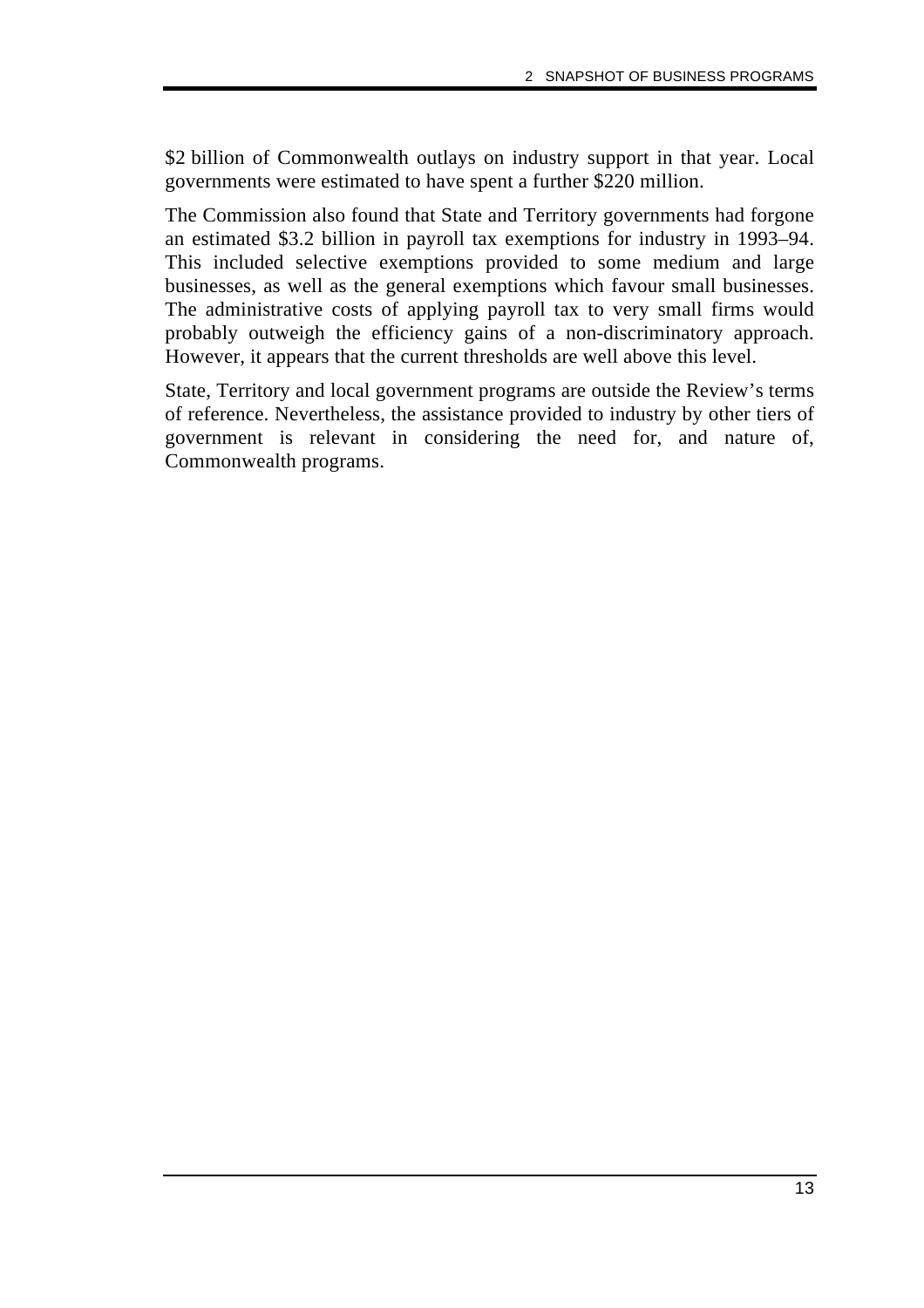$2 billion of Commonwealth outlays on industry support in that year. Local governments were estimated to have spent a further $220 million.

The Commission also found that State and Territory governments had forgone an estimated $3.2 billion in payroll tax exemptions for industry in 1993–94. This included selective exemptions provided to some medium and large businesses, as well as the general exemptions which favour small businesses. The administrative costs of applying payroll tax to very small firms would probably outweigh the efficiency gains of a non-discriminatory approach. However, it appears that the current thresholds are well above this level.

State, Territory and local government programs are outside the Review's terms of reference. Nevertheless, the assistance provided to industry by other tiers of government is relevant in considering the need for, and nature of, Commonwealth programs.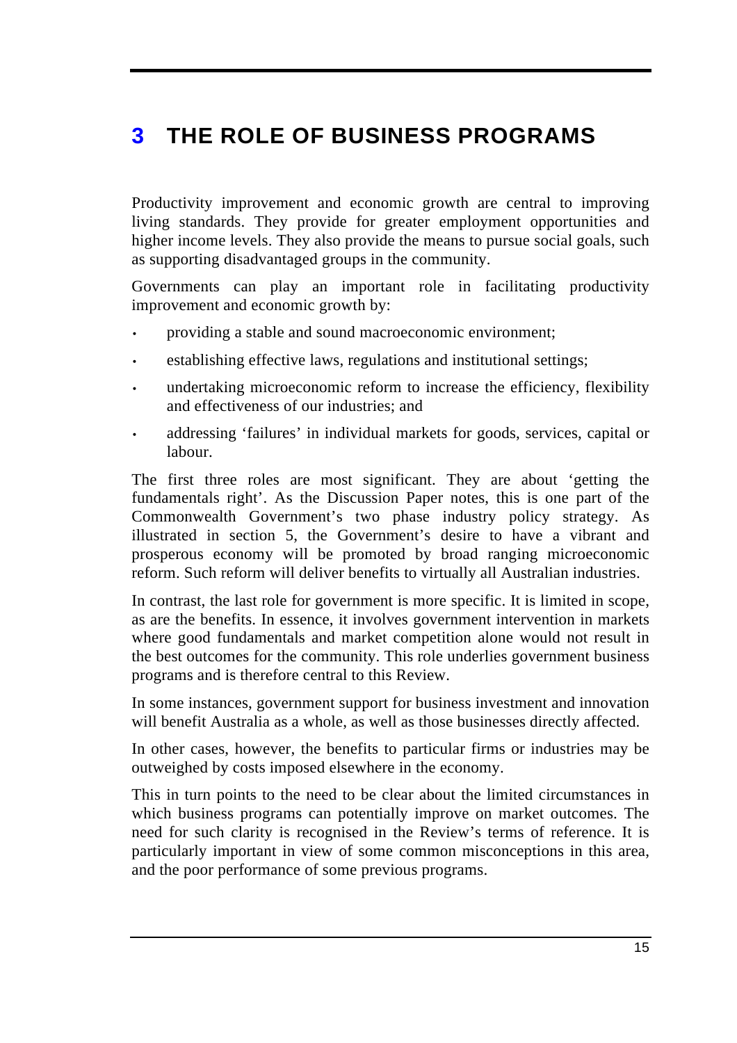# 3 THE ROLE OF BUSINESS PROGRAMS

Productivity improvement and economic growth are central to improving living standards. They provide for greater employment opportunities and higher income levels. They also provide the means to pursue social goals, such as supporting disadvantaged groups in the community.

Governments can play an important role in facilitating productivity improvement and economic growth by:

- providing a stable and sound macroeconomic environment;
- establishing effective laws, regulations and institutional settings;
- undertaking microeconomic reform to increase the efficiency, flexibility and effectiveness of our industries; and
- addressing 'failures' in individual markets for goods, services, capital or labour.

The first three roles are most significant. They are about 'getting the fundamentals right'. As the Discussion Paper notes, this is one part of the Commonwealth Government's two phase industry policy strategy. As illustrated in section 5, the Government's desire to have a vibrant and prosperous economy will be promoted by broad ranging microeconomic reform. Such reform will deliver benefits to virtually all Australian industries.

In contrast, the last role for government is more specific. It is limited in scope, as are the benefits. In essence, it involves government intervention in markets where good fundamentals and market competition alone would not result in the best outcomes for the community. This role underlies government business programs and is therefore central to this Review.

In some instances, government support for business investment and innovation will benefit Australia as a whole, as well as those businesses directly affected.

In other cases, however, the benefits to particular firms or industries may be outweighed by costs imposed elsewhere in the economy.

This in turn points to the need to be clear about the limited circumstances in which business programs can potentially improve on market outcomes. The need for such clarity is recognised in the Review's terms of reference. It is particularly important in view of some common misconceptions in this area, and the poor performance of some previous programs.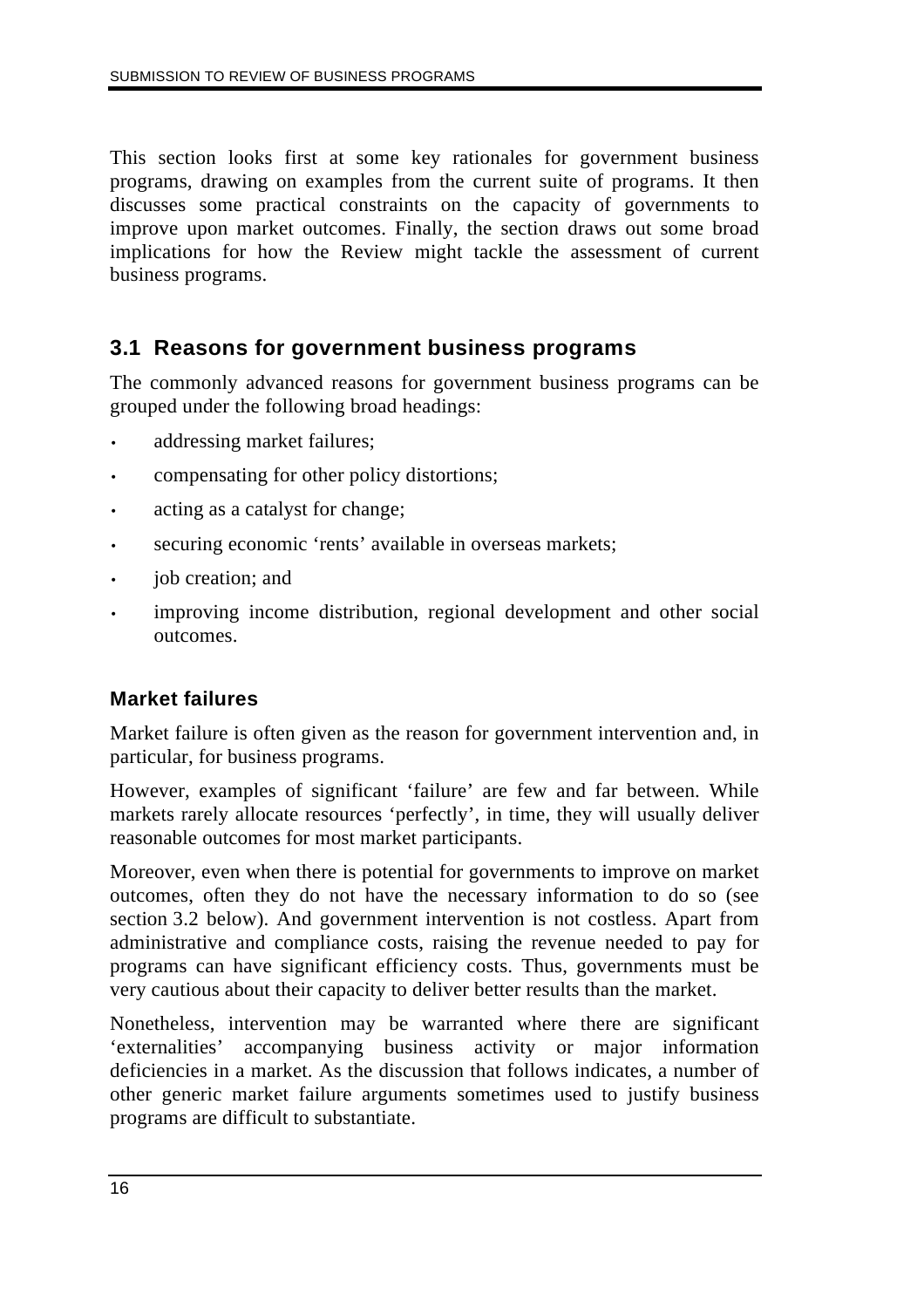This section looks first at some key rationales for government business programs, drawing on examples from the current suite of programs. It then discusses some practical constraints on the capacity of governments to improve upon market outcomes. Finally, the section draws out some broad implications for how the Review might tackle the assessment of current business programs.

## 3.1 Reasons for government business programs

The commonly advanced reasons for government business programs can be grouped under the following broad headings:

- addressing market failures;
- compensating for other policy distortions;
- acting as a catalyst for change;
- securing economic 'rents' available in overseas markets;
- job creation; and
- improving income distribution, regional development and other social outcomes.

### Market failures

Market failure is often given as the reason for government intervention and, in particular, for business programs.

However, examples of significant 'failure' are few and far between. While markets rarely allocate resources 'perfectly', in time, they will usually deliver reasonable outcomes for most market participants.

Moreover, even when there is potential for governments to improve on market outcomes, often they do not have the necessary information to do so (see section 3.2 below). And government intervention is not costless. Apart from administrative and compliance costs, raising the revenue needed to pay for programs can have significant efficiency costs. Thus, governments must be very cautious about their capacity to deliver better results than the market.

Nonetheless, intervention may be warranted where there are significant 'externalities' accompanying business activity or major information deficiencies in a market. As the discussion that follows indicates, a number of other generic market failure arguments sometimes used to justify business programs are difficult to substantiate.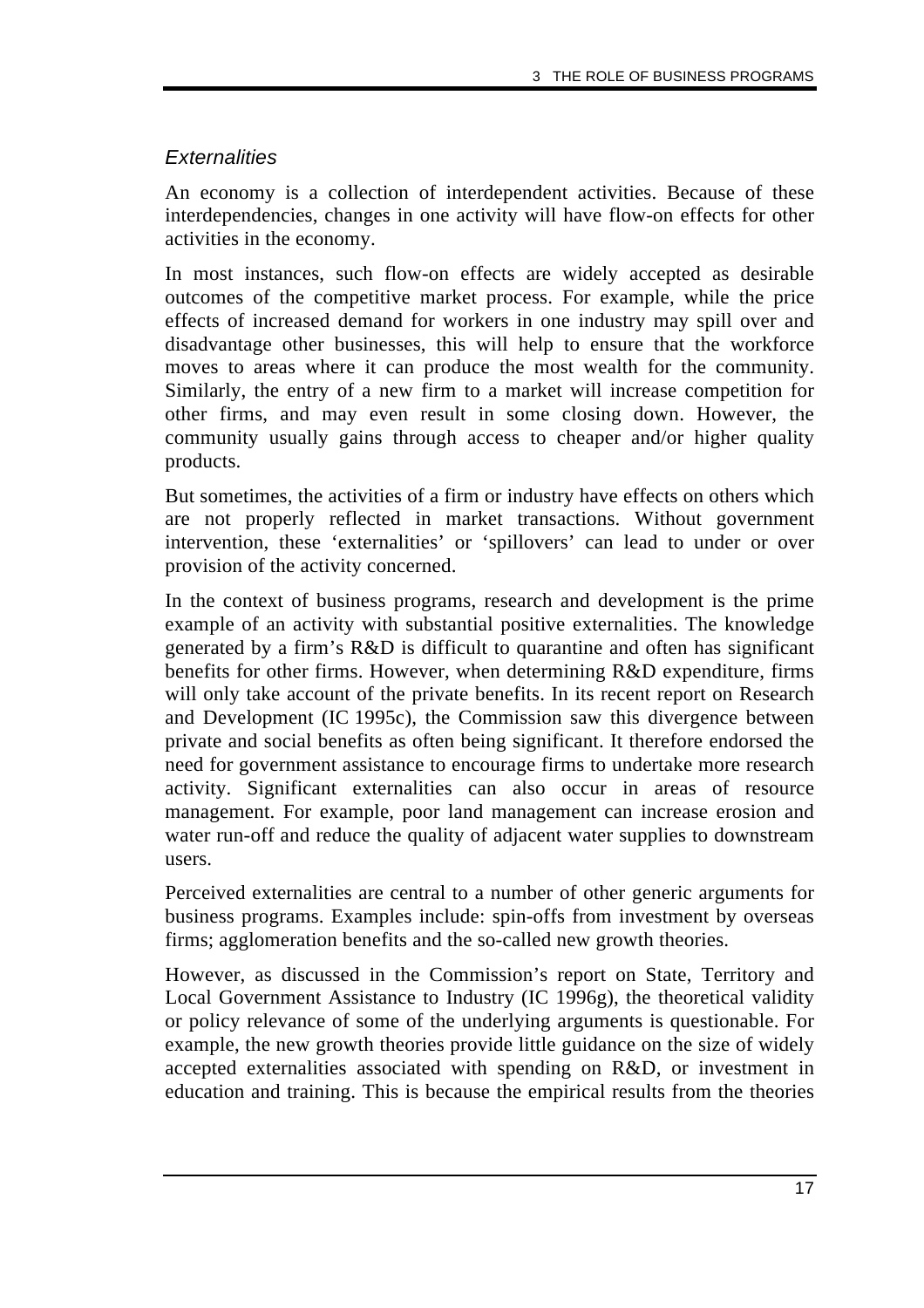### *Externalities*

An economy is a collection of interdependent activities. Because of these interdependencies, changes in one activity will have flow-on effects for other activities in the economy.

In most instances, such flow-on effects are widely accepted as desirable outcomes of the competitive market process. For example, while the price effects of increased demand for workers in one industry may spill over and disadvantage other businesses, this will help to ensure that the workforce moves to areas where it can produce the most wealth for the community. Similarly, the entry of a new firm to a market will increase competition for other firms, and may even result in some closing down. However, the community usually gains through access to cheaper and/or higher quality products.

But sometimes, the activities of a firm or industry have effects on others which are not properly reflected in market transactions. Without government intervention, these 'externalities' or 'spillovers' can lead to under or over provision of the activity concerned.

In the context of business programs, research and development is the prime example of an activity with substantial positive externalities. The knowledge generated by a firm's R&D is difficult to quarantine and often has significant benefits for other firms. However, when determining R&D expenditure, firms will only take account of the private benefits. In its recent report on Research and Development (IC 1995c), the Commission saw this divergence between private and social benefits as often being significant. It therefore endorsed the need for government assistance to encourage firms to undertake more research activity. Significant externalities can also occur in areas of resource management. For example, poor land management can increase erosion and water run-off and reduce the quality of adjacent water supplies to downstream users.

Perceived externalities are central to a number of other generic arguments for business programs. Examples include: spin-offs from investment by overseas firms; agglomeration benefits and the so-called new growth theories.

However, as discussed in the Commission's report on State, Territory and Local Government Assistance to Industry (IC 1996g), the theoretical validity or policy relevance of some of the underlying arguments is questionable. For example, the new growth theories provide little guidance on the size of widely accepted externalities associated with spending on R&D, or investment in education and training. This is because the empirical results from the theories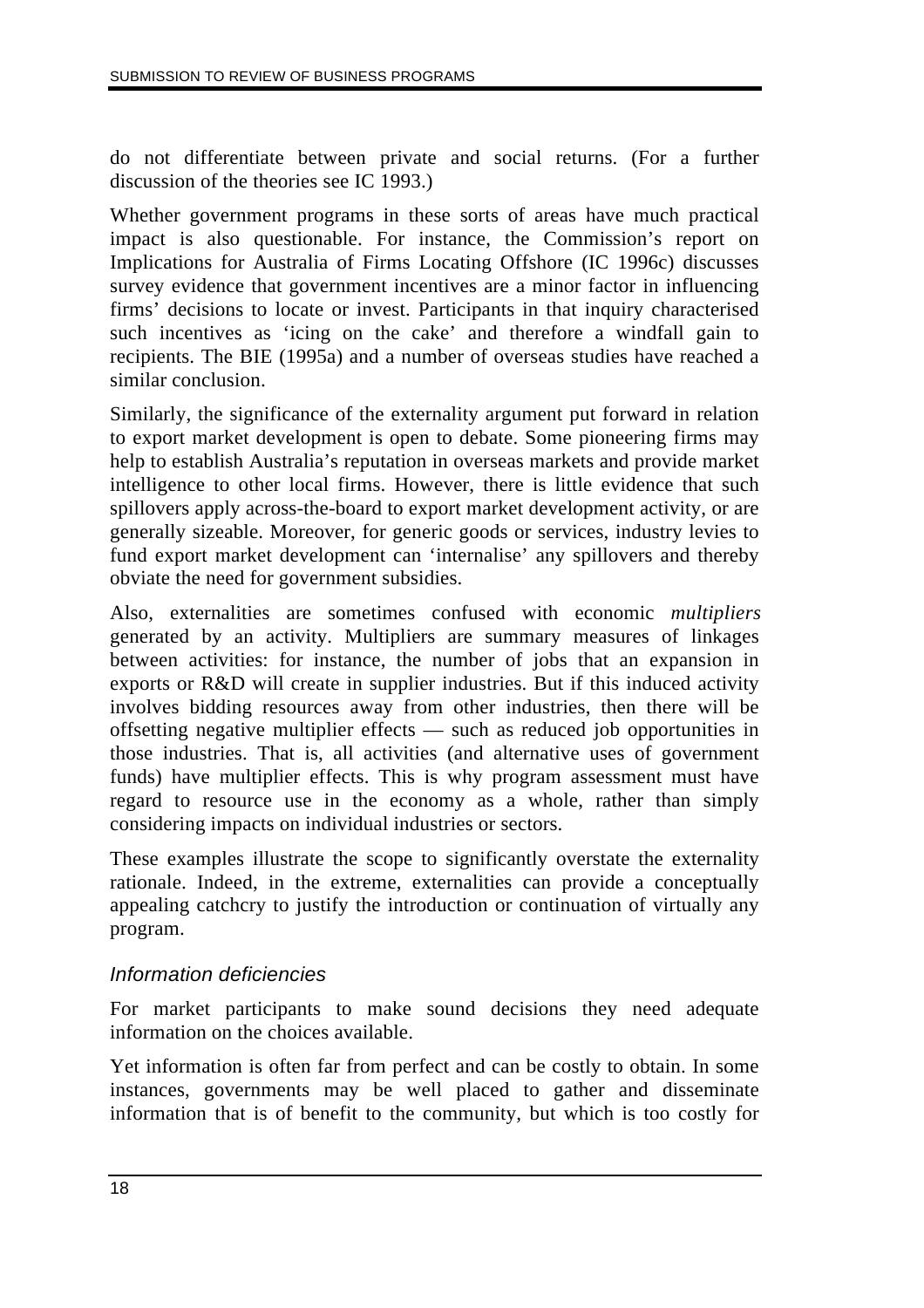do not differentiate between private and social returns. (For a further discussion of the theories see IC 1993.)

Whether government programs in these sorts of areas have much practical impact is also questionable. For instance, the Commission's report on Implications for Australia of Firms Locating Offshore (IC 1996c) discusses survey evidence that government incentives are a minor factor in influencing firms' decisions to locate or invest. Participants in that inquiry characterised such incentives as 'icing on the cake' and therefore a windfall gain to recipients. The BIE (1995a) and a number of overseas studies have reached a similar conclusion.

Similarly, the significance of the externality argument put forward in relation to export market development is open to debate. Some pioneering firms may help to establish Australia's reputation in overseas markets and provide market intelligence to other local firms. However, there is little evidence that such spillovers apply across-the-board to export market development activity, or are generally sizeable. Moreover, for generic goods or services, industry levies to fund export market development can 'internalise' any spillovers and thereby obviate the need for government subsidies.

Also, externalities are sometimes confused with economic *multipliers* generated by an activity. Multipliers are summary measures of linkages between activities: for instance, the number of jobs that an expansion in exports or R&D will create in supplier industries. But if this induced activity involves bidding resources away from other industries, then there will be offsetting negative multiplier effects — such as reduced job opportunities in those industries. That is, all activities (and alternative uses of government funds) have multiplier effects. This is why program assessment must have regard to resource use in the economy as a whole, rather than simply considering impacts on individual industries or sectors.

These examples illustrate the scope to significantly overstate the externality rationale. Indeed, in the extreme, externalities can provide a conceptually appealing catchcry to justify the introduction or continuation of virtually any program.

### *Information deficiencies*

For market participants to make sound decisions they need adequate information on the choices available.

Yet information is often far from perfect and can be costly to obtain. In some instances, governments may be well placed to gather and disseminate information that is of benefit to the community, but which is too costly for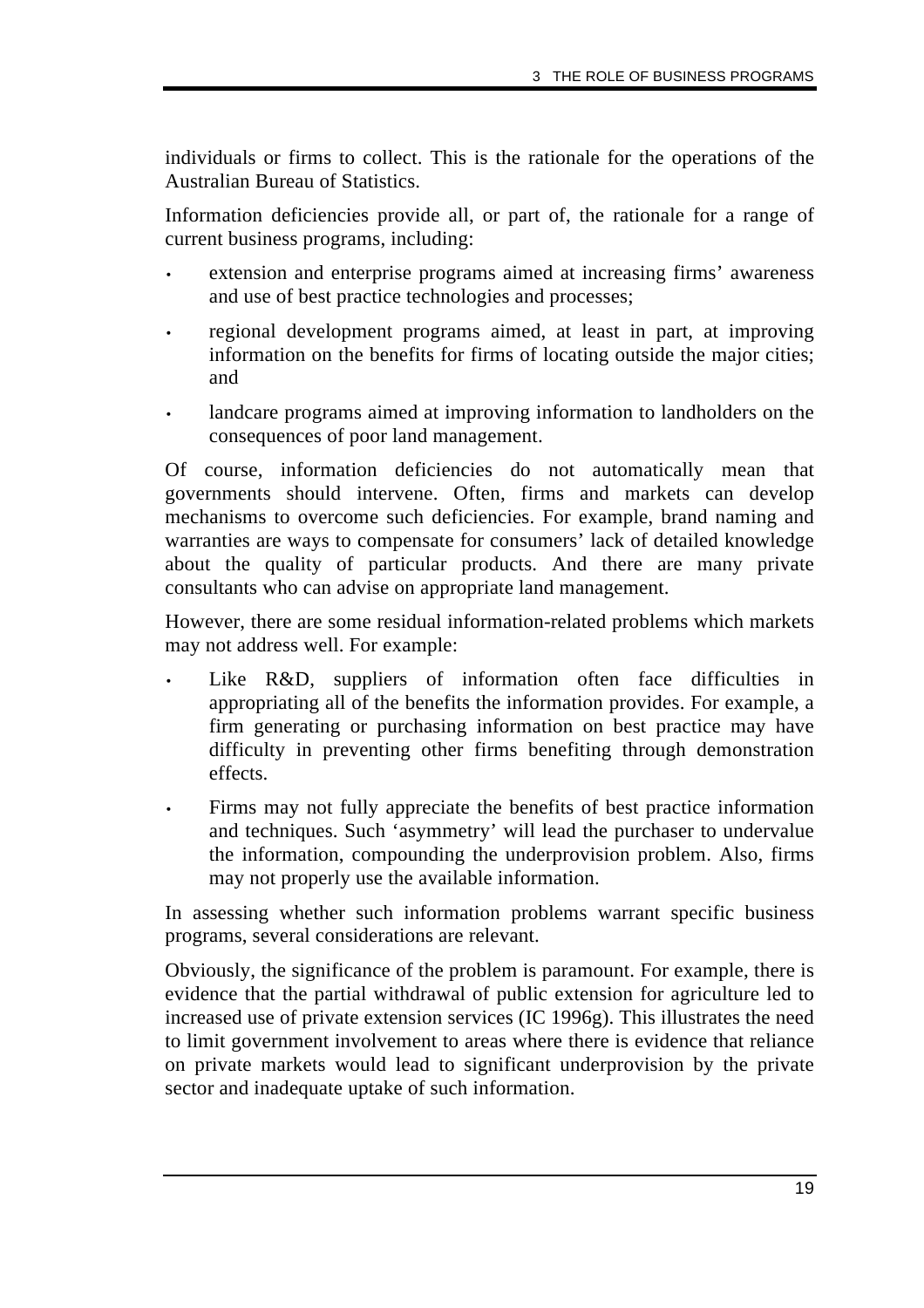individuals or firms to collect. This is the rationale for the operations of the Australian Bureau of Statistics.

Information deficiencies provide all, or part of, the rationale for a range of current business programs, including:

- extension and enterprise programs aimed at increasing firms' awareness and use of best practice technologies and processes;
- regional development programs aimed, at least in part, at improving information on the benefits for firms of locating outside the major cities; and
- landcare programs aimed at improving information to landholders on the consequences of poor land management.

Of course, information deficiencies do not automatically mean that governments should intervene. Often, firms and markets can develop mechanisms to overcome such deficiencies. For example, brand naming and warranties are ways to compensate for consumers' lack of detailed knowledge about the quality of particular products. And there are many private consultants who can advise on appropriate land management.

However, there are some residual information-related problems which markets may not address well. For example:

- Like R&D, suppliers of information often face difficulties in appropriating all of the benefits the information provides. For example, a firm generating or purchasing information on best practice may have difficulty in preventing other firms benefiting through demonstration effects.
- Firms may not fully appreciate the benefits of best practice information and techniques. Such 'asymmetry' will lead the purchaser to undervalue the information, compounding the underprovision problem. Also, firms may not properly use the available information.

In assessing whether such information problems warrant specific business programs, several considerations are relevant.

Obviously, the significance of the problem is paramount. For example, there is evidence that the partial withdrawal of public extension for agriculture led to increased use of private extension services (IC 1996g). This illustrates the need to limit government involvement to areas where there is evidence that reliance on private markets would lead to significant underprovision by the private sector and inadequate uptake of such information.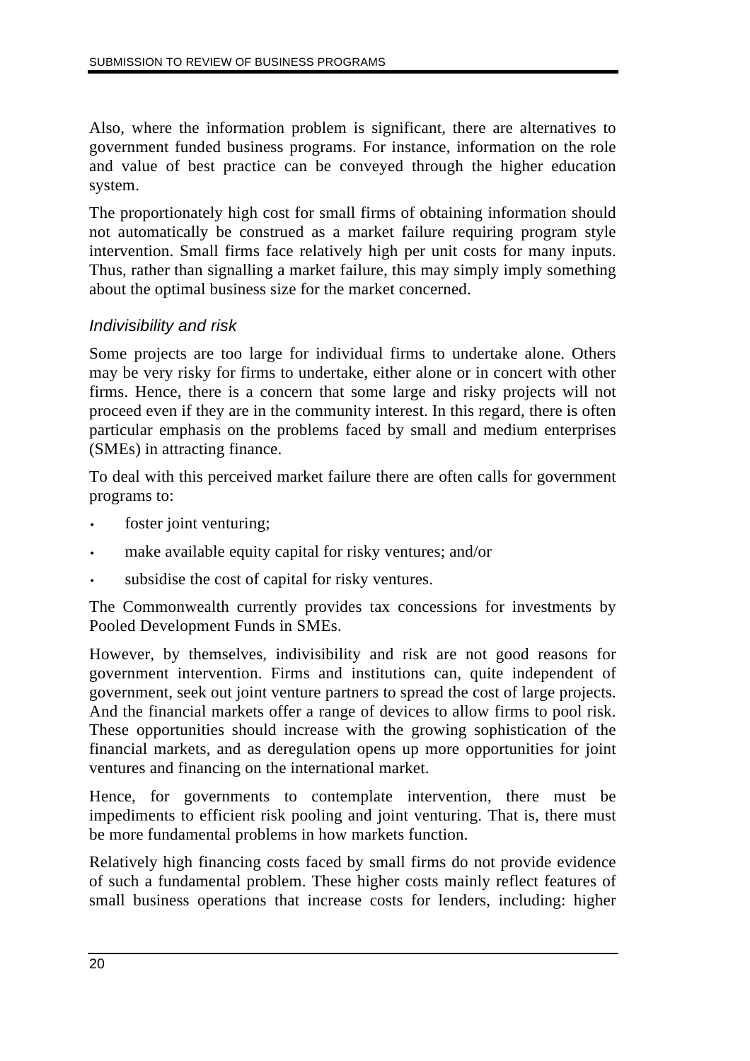Also, where the information problem is significant, there are alternatives to government funded business programs. For instance, information on the role and value of best practice can be conveyed through the higher education system.

The proportionately high cost for small firms of obtaining information should not automatically be construed as a market failure requiring program style intervention. Small firms face relatively high per unit costs for many inputs. Thus, rather than signalling a market failure, this may simply imply something about the optimal business size for the market concerned.

### *Indivisibility and risk*

Some projects are too large for individual firms to undertake alone. Others may be very risky for firms to undertake, either alone or in concert with other firms. Hence, there is a concern that some large and risky projects will not proceed even if they are in the community interest. In this regard, there is often particular emphasis on the problems faced by small and medium enterprises (SMEs) in attracting finance.

To deal with this perceived market failure there are often calls for government programs to:

- foster joint venturing;
- make available equity capital for risky ventures; and/or
- subsidise the cost of capital for risky ventures.

The Commonwealth currently provides tax concessions for investments by Pooled Development Funds in SMEs.

However, by themselves, indivisibility and risk are not good reasons for government intervention. Firms and institutions can, quite independent of government, seek out joint venture partners to spread the cost of large projects. And the financial markets offer a range of devices to allow firms to pool risk. These opportunities should increase with the growing sophistication of the financial markets, and as deregulation opens up more opportunities for joint ventures and financing on the international market.

Hence, for governments to contemplate intervention, there must be impediments to efficient risk pooling and joint venturing. That is, there must be more fundamental problems in how markets function.

Relatively high financing costs faced by small firms do not provide evidence of such a fundamental problem. These higher costs mainly reflect features of small business operations that increase costs for lenders, including: higher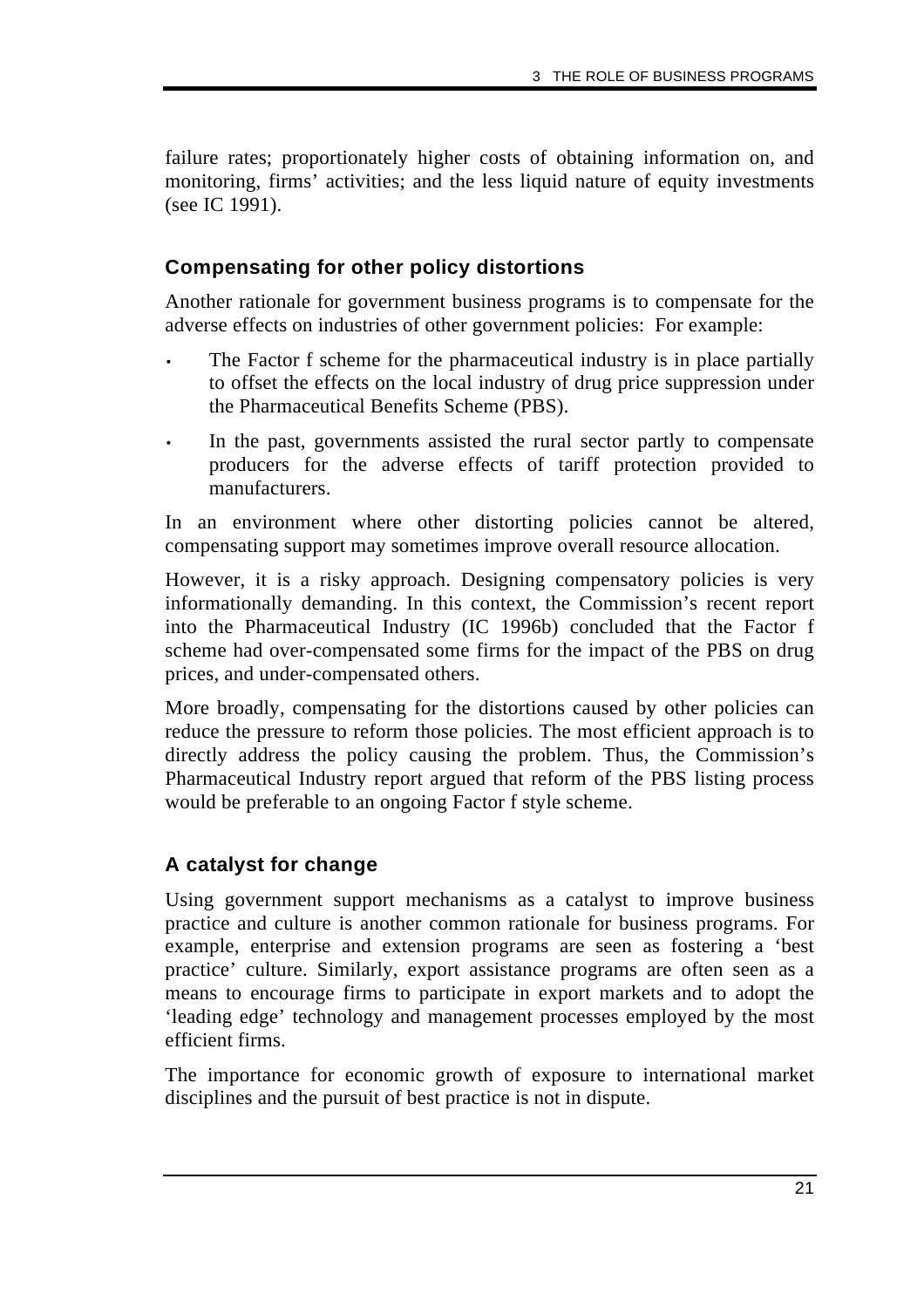failure rates; proportionately higher costs of obtaining information on, and monitoring, firms' activities; and the less liquid nature of equity investments (see IC 1991).

### Compensating for other policy distortions

Another rationale for government business programs is to compensate for the adverse effects on industries of other government policies: For example:

- The Factor f scheme for the pharmaceutical industry is in place partially to offset the effects on the local industry of drug price suppression under the Pharmaceutical Benefits Scheme (PBS).
- In the past, governments assisted the rural sector partly to compensate producers for the adverse effects of tariff protection provided to manufacturers.

In an environment where other distorting policies cannot be altered, compensating support may sometimes improve overall resource allocation.

However, it is a risky approach. Designing compensatory policies is very informationally demanding. In this context, the Commission's recent report into the Pharmaceutical Industry (IC 1996b) concluded that the Factor f scheme had over-compensated some firms for the impact of the PBS on drug prices, and under-compensated others.

More broadly, compensating for the distortions caused by other policies can reduce the pressure to reform those policies. The most efficient approach is to directly address the policy causing the problem. Thus, the Commission's Pharmaceutical Industry report argued that reform of the PBS listing process would be preferable to an ongoing Factor f style scheme.

### A catalyst for change

Using government support mechanisms as a catalyst to improve business practice and culture is another common rationale for business programs. For example, enterprise and extension programs are seen as fostering a 'best practice' culture. Similarly, export assistance programs are often seen as a means to encourage firms to participate in export markets and to adopt the 'leading edge' technology and management processes employed by the most efficient firms.

The importance for economic growth of exposure to international market disciplines and the pursuit of best practice is not in dispute.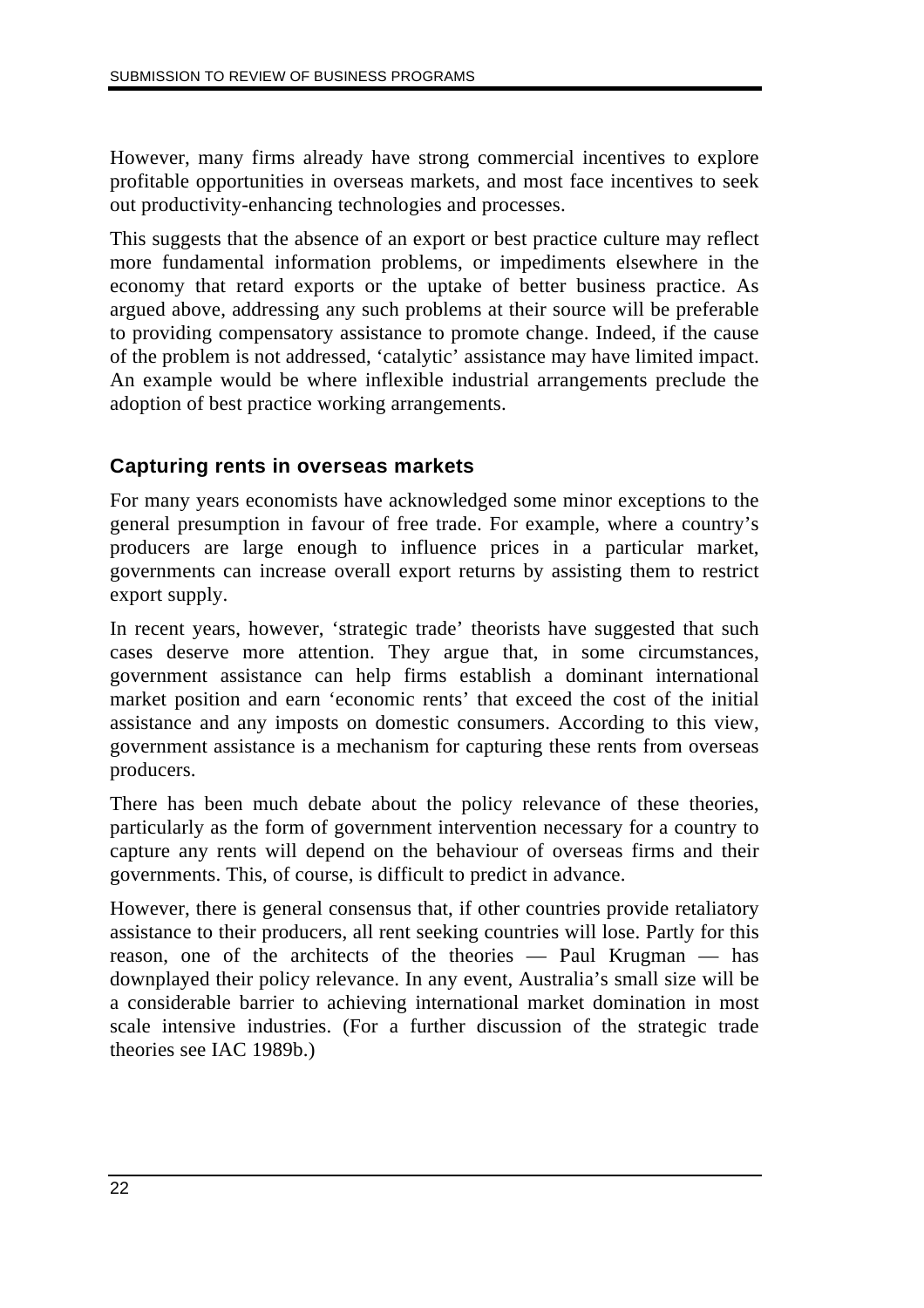However, many firms already have strong commercial incentives to explore profitable opportunities in overseas markets, and most face incentives to seek out productivity-enhancing technologies and processes.

This suggests that the absence of an export or best practice culture may reflect more fundamental information problems, or impediments elsewhere in the economy that retard exports or the uptake of better business practice. As argued above, addressing any such problems at their source will be preferable to providing compensatory assistance to promote change. Indeed, if the cause of the problem is not addressed, 'catalytic' assistance may have limited impact. An example would be where inflexible industrial arrangements preclude the adoption of best practice working arrangements.

### Capturing rents in overseas markets

For many years economists have acknowledged some minor exceptions to the general presumption in favour of free trade. For example, where a country's producers are large enough to influence prices in a particular market, governments can increase overall export returns by assisting them to restrict export supply.

In recent years, however, 'strategic trade' theorists have suggested that such cases deserve more attention. They argue that, in some circumstances, government assistance can help firms establish a dominant international market position and earn 'economic rents' that exceed the cost of the initial assistance and any imposts on domestic consumers. According to this view, government assistance is a mechanism for capturing these rents from overseas producers.

There has been much debate about the policy relevance of these theories, particularly as the form of government intervention necessary for a country to capture any rents will depend on the behaviour of overseas firms and their governments. This, of course, is difficult to predict in advance.

However, there is general consensus that, if other countries provide retaliatory assistance to their producers, all rent seeking countries will lose. Partly for this reason, one of the architects of the theories — Paul Krugman — has downplayed their policy relevance. In any event, Australia's small size will be a considerable barrier to achieving international market domination in most scale intensive industries. (For a further discussion of the strategic trade theories see IAC 1989b.)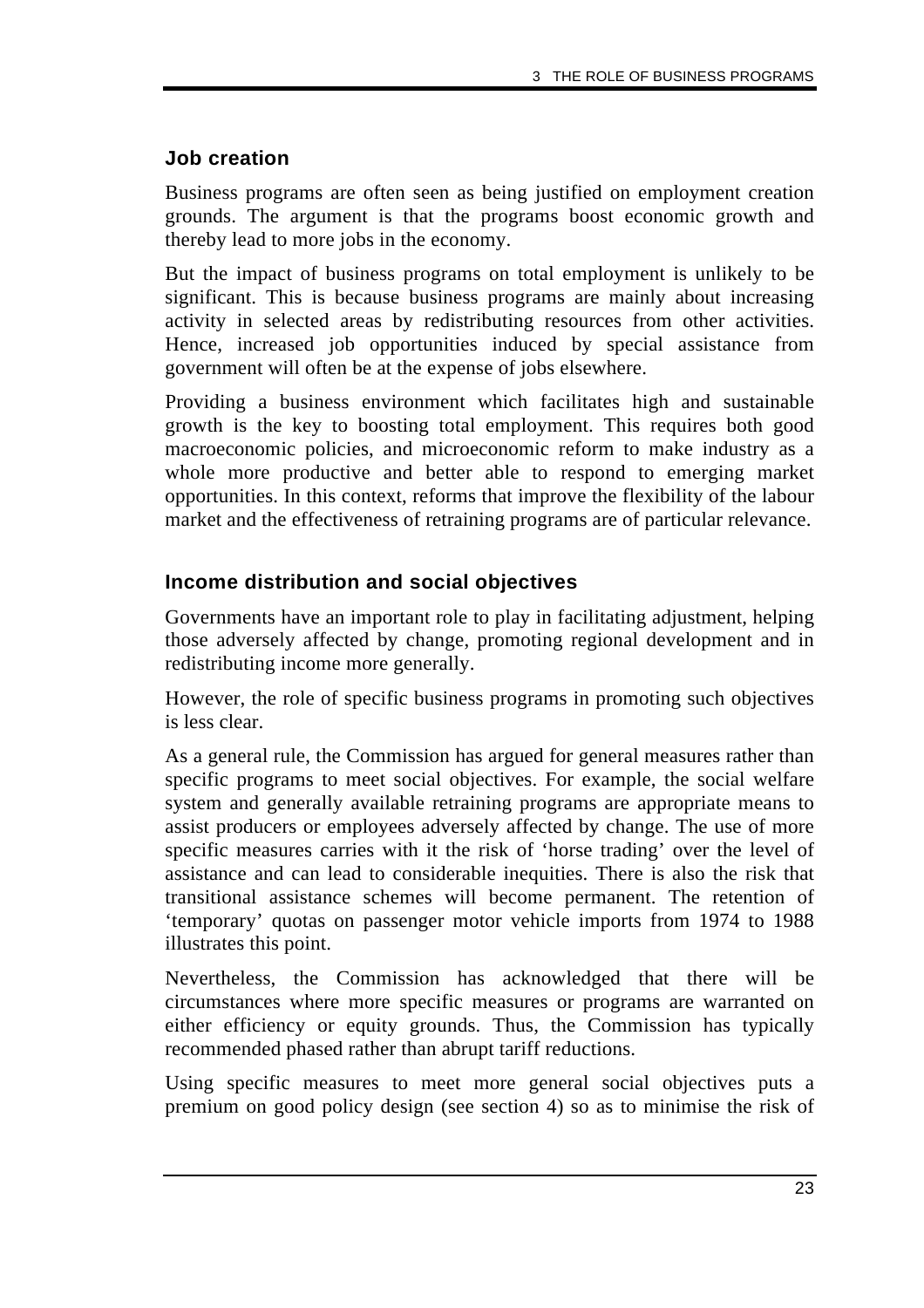### Job creation

Business programs are often seen as being justified on employment creation grounds. The argument is that the programs boost economic growth and thereby lead to more jobs in the economy.

But the impact of business programs on total employment is unlikely to be significant. This is because business programs are mainly about increasing activity in selected areas by redistributing resources from other activities. Hence, increased job opportunities induced by special assistance from government will often be at the expense of jobs elsewhere.

Providing a business environment which facilitates high and sustainable growth is the key to boosting total employment. This requires both good macroeconomic policies, and microeconomic reform to make industry as a whole more productive and better able to respond to emerging market opportunities. In this context, reforms that improve the flexibility of the labour market and the effectiveness of retraining programs are of particular relevance.

### Income distribution and social objectives

Governments have an important role to play in facilitating adjustment, helping those adversely affected by change, promoting regional development and in redistributing income more generally.

However, the role of specific business programs in promoting such objectives is less clear.

As a general rule, the Commission has argued for general measures rather than specific programs to meet social objectives. For example, the social welfare system and generally available retraining programs are appropriate means to assist producers or employees adversely affected by change. The use of more specific measures carries with it the risk of 'horse trading' over the level of assistance and can lead to considerable inequities. There is also the risk that transitional assistance schemes will become permanent. The retention of 'temporary' quotas on passenger motor vehicle imports from 1974 to 1988 illustrates this point.

Nevertheless, the Commission has acknowledged that there will be circumstances where more specific measures or programs are warranted on either efficiency or equity grounds. Thus, the Commission has typically recommended phased rather than abrupt tariff reductions.

Using specific measures to meet more general social objectives puts a premium on good policy design (see section 4) so as to minimise the risk of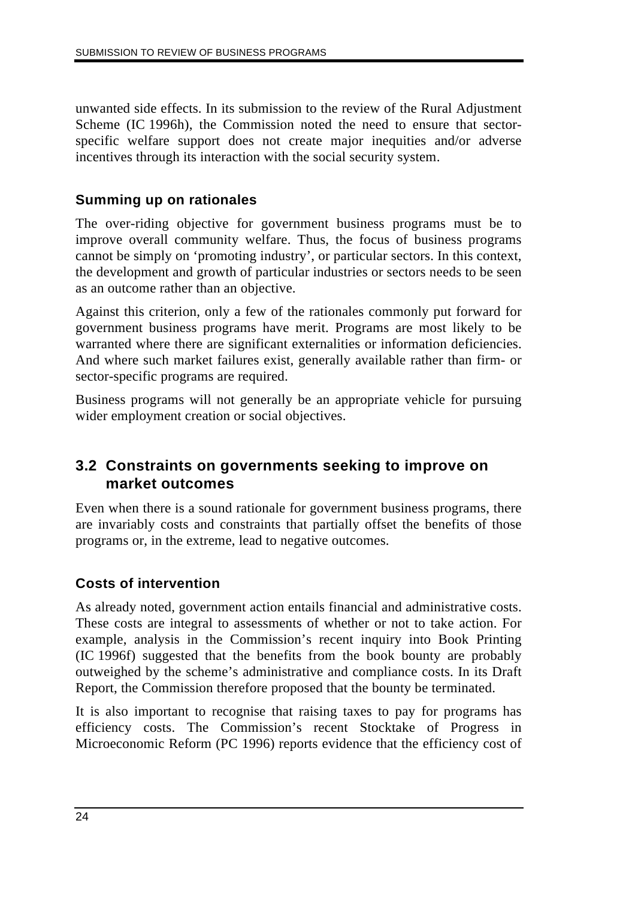unwanted side effects. In its submission to the review of the Rural Adjustment Scheme (IC 1996h), the Commission noted the need to ensure that sector-specific welfare support does not create major inequities and/or adverse incentives through its interaction with the social security system.

### Summing up on rationales

The over-riding objective for government business programs must be to improve overall community welfare. Thus, the focus of business programs cannot be simply on 'promoting industry', or particular sectors. In this context, the development and growth of particular industries or sectors needs to be seen as an outcome rather than an objective.

Against this criterion, only a few of the rationales commonly put forward for government business programs have merit. Programs are most likely to be warranted where there are significant externalities or information deficiencies. And where such market failures exist, generally available rather than firm- or sector-specific programs are required.

Business programs will not generally be an appropriate vehicle for pursuing wider employment creation or social objectives.

## 3.2 Constraints on governments seeking to improve on market outcomes

Even when there is a sound rationale for government business programs, there are invariably costs and constraints that partially offset the benefits of those programs or, in the extreme, lead to negative outcomes.

### Costs of intervention

As already noted, government action entails financial and administrative costs. These costs are integral to assessments of whether or not to take action. For example, analysis in the Commission's recent inquiry into Book Printing (IC 1996f) suggested that the benefits from the book bounty are probably outweighed by the scheme's administrative and compliance costs. In its Draft Report, the Commission therefore proposed that the bounty be terminated.

It is also important to recognise that raising taxes to pay for programs has efficiency costs. The Commission's recent Stocktake of Progress in Microeconomic Reform (PC 1996) reports evidence that the efficiency cost of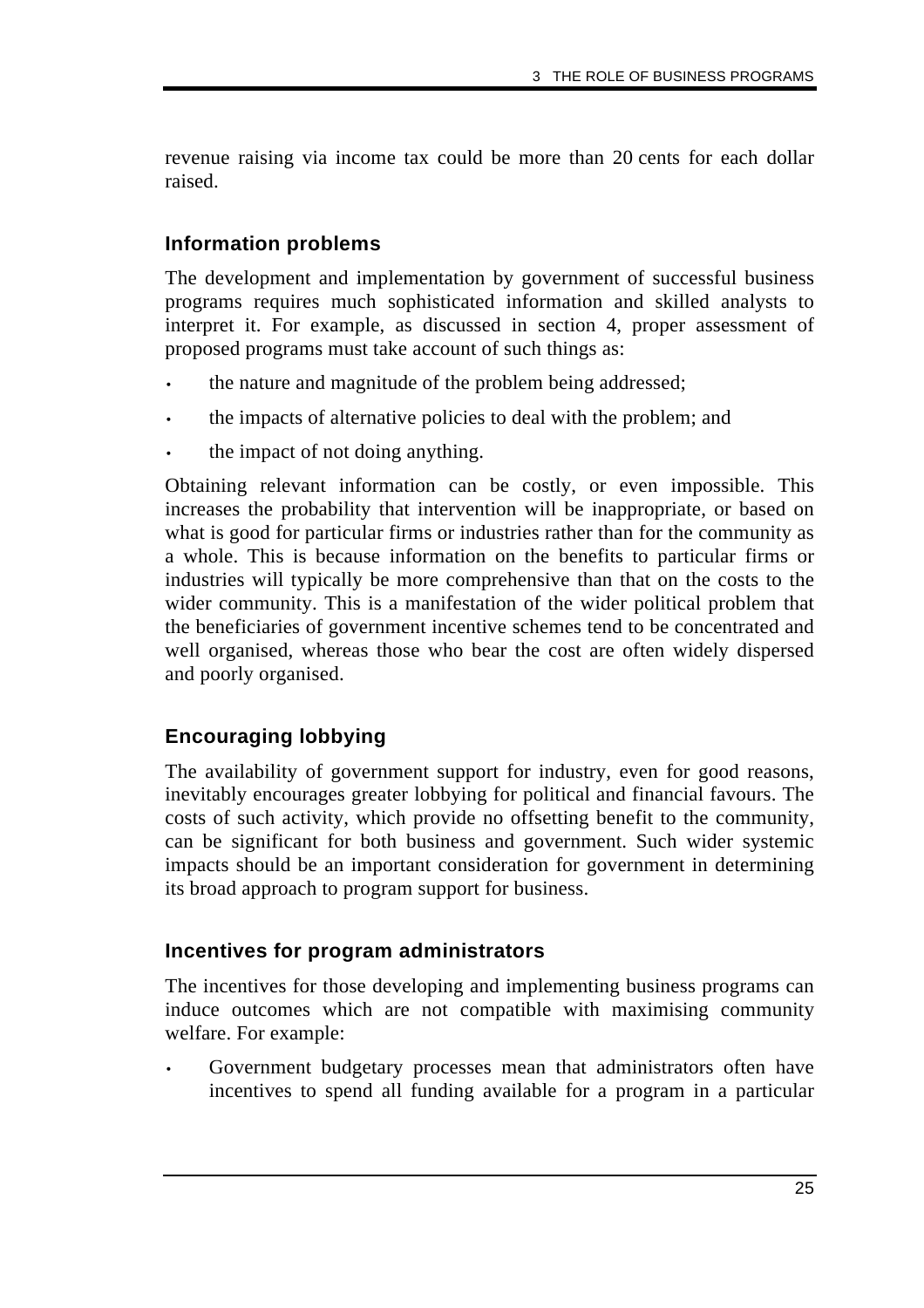revenue raising via income tax could be more than 20 cents for each dollar raised.

### Information problems

The development and implementation by government of successful business programs requires much sophisticated information and skilled analysts to interpret it. For example, as discussed in section 4, proper assessment of proposed programs must take account of such things as:

- the nature and magnitude of the problem being addressed;
- the impacts of alternative policies to deal with the problem; and
- the impact of not doing anything.

Obtaining relevant information can be costly, or even impossible. This increases the probability that intervention will be inappropriate, or based on what is good for particular firms or industries rather than for the community as a whole. This is because information on the benefits to particular firms or industries will typically be more comprehensive than that on the costs to the wider community. This is a manifestation of the wider political problem that the beneficiaries of government incentive schemes tend to be concentrated and well organised, whereas those who bear the cost are often widely dispersed and poorly organised.

### Encouraging lobbying

The availability of government support for industry, even for good reasons, inevitably encourages greater lobbying for political and financial favours. The costs of such activity, which provide no offsetting benefit to the community, can be significant for both business and government. Such wider systemic impacts should be an important consideration for government in determining its broad approach to program support for business.

### Incentives for program administrators

The incentives for those developing and implementing business programs can induce outcomes which are not compatible with maximising community welfare. For example:

- Government budgetary processes mean that administrators often have incentives to spend all funding available for a program in a particular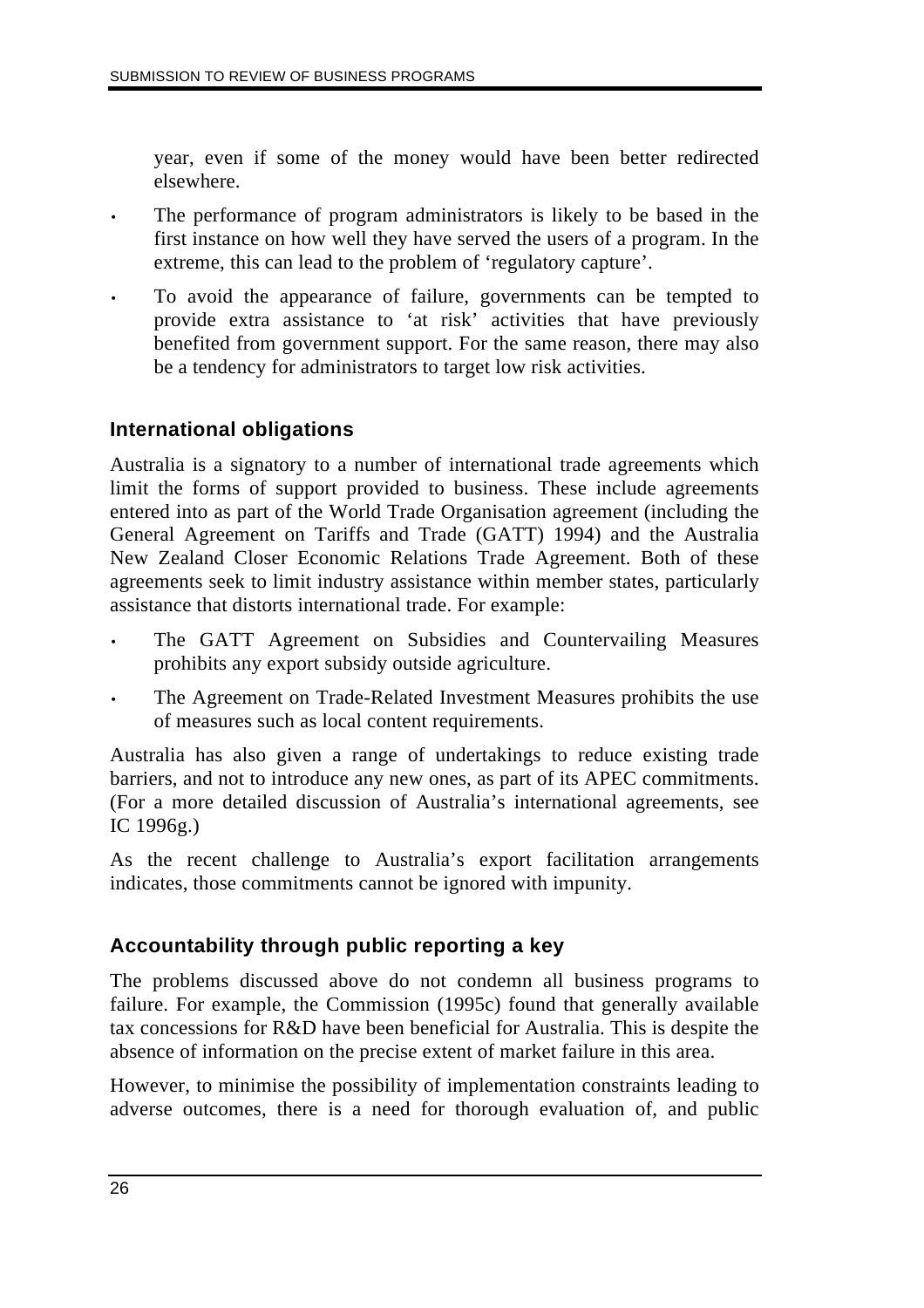year, even if some of the money would have been better redirected elsewhere.

- The performance of program administrators is likely to be based in the first instance on how well they have served the users of a program. In the extreme, this can lead to the problem of 'regulatory capture'.
- To avoid the appearance of failure, governments can be tempted to provide extra assistance to 'at risk' activities that have previously benefited from government support. For the same reason, there may also be a tendency for administrators to target low risk activities.

### International obligations

Australia is a signatory to a number of international trade agreements which limit the forms of support provided to business. These include agreements entered into as part of the World Trade Organisation agreement (including the General Agreement on Tariffs and Trade (GATT) 1994) and the Australia New Zealand Closer Economic Relations Trade Agreement. Both of these agreements seek to limit industry assistance within member states, particularly assistance that distorts international trade. For example:

- The GATT Agreement on Subsidies and Countervailing Measures prohibits any export subsidy outside agriculture.
- The Agreement on Trade-Related Investment Measures prohibits the use of measures such as local content requirements.

Australia has also given a range of undertakings to reduce existing trade barriers, and not to introduce any new ones, as part of its APEC commitments. (For a more detailed discussion of Australia's international agreements, see IC 1996g.)

As the recent challenge to Australia's export facilitation arrangements indicates, those commitments cannot be ignored with impunity.

### Accountability through public reporting a key

The problems discussed above do not condemn all business programs to failure. For example, the Commission (1995c) found that generally available tax concessions for R&D have been beneficial for Australia. This is despite the absence of information on the precise extent of market failure in this area.

However, to minimise the possibility of implementation constraints leading to adverse outcomes, there is a need for thorough evaluation of, and public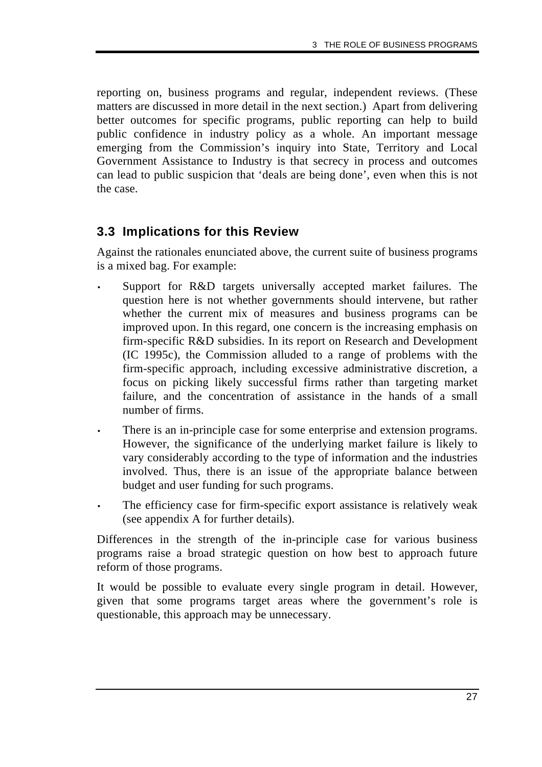reporting on, business programs and regular, independent reviews. (These matters are discussed in more detail in the next section.) Apart from delivering better outcomes for specific programs, public reporting can help to build public confidence in industry policy as a whole. An important message emerging from the Commission's inquiry into State, Territory and Local Government Assistance to Industry is that secrecy in process and outcomes can lead to public suspicion that 'deals are being done', even when this is not the case.

## 3.3 Implications for this Review

Against the rationales enunciated above, the current suite of business programs is a mixed bag. For example:

- Support for R&D targets universally accepted market failures. The question here is not whether governments should intervene, but rather whether the current mix of measures and business programs can be improved upon. In this regard, one concern is the increasing emphasis on firm-specific R&D subsidies. In its report on Research and Development (IC 1995c), the Commission alluded to a range of problems with the firm-specific approach, including excessive administrative discretion, a focus on picking likely successful firms rather than targeting market failure, and the concentration of assistance in the hands of a small number of firms.
- There is an in-principle case for some enterprise and extension programs. However, the significance of the underlying market failure is likely to vary considerably according to the type of information and the industries involved. Thus, there is an issue of the appropriate balance between budget and user funding for such programs.
- The efficiency case for firm-specific export assistance is relatively weak (see appendix A for further details).

Differences in the strength of the in-principle case for various business programs raise a broad strategic question on how best to approach future reform of those programs.

It would be possible to evaluate every single program in detail. However, given that some programs target areas where the government's role is questionable, this approach may be unnecessary.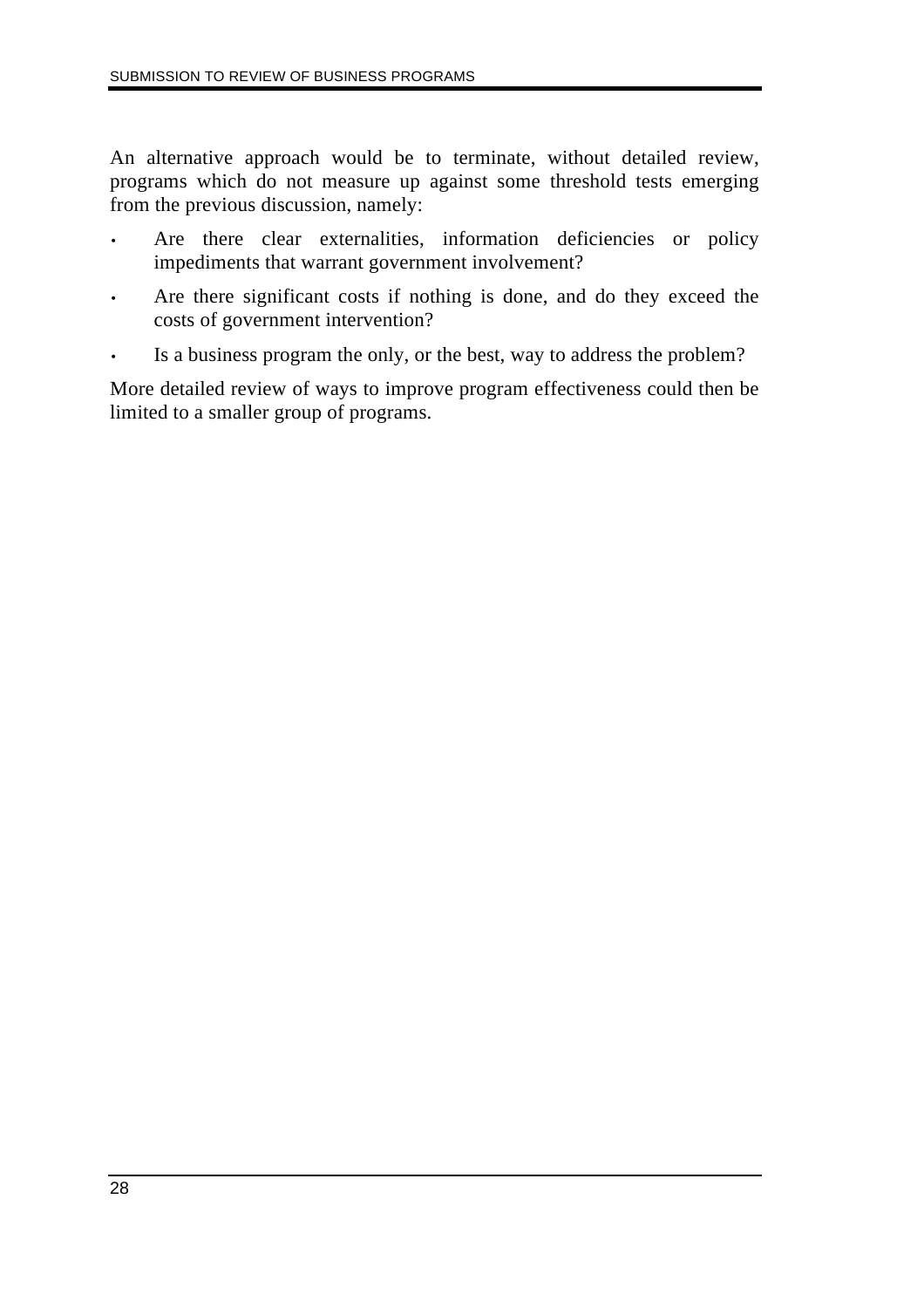An alternative approach would be to terminate, without detailed review, programs which do not measure up against some threshold tests emerging from the previous discussion, namely:

- Are there clear externalities, information deficiencies or policy impediments that warrant government involvement?
- Are there significant costs if nothing is done, and do they exceed the costs of government intervention?
- Is a business program the only, or the best, way to address the problem?

More detailed review of ways to improve program effectiveness could then be limited to a smaller group of programs.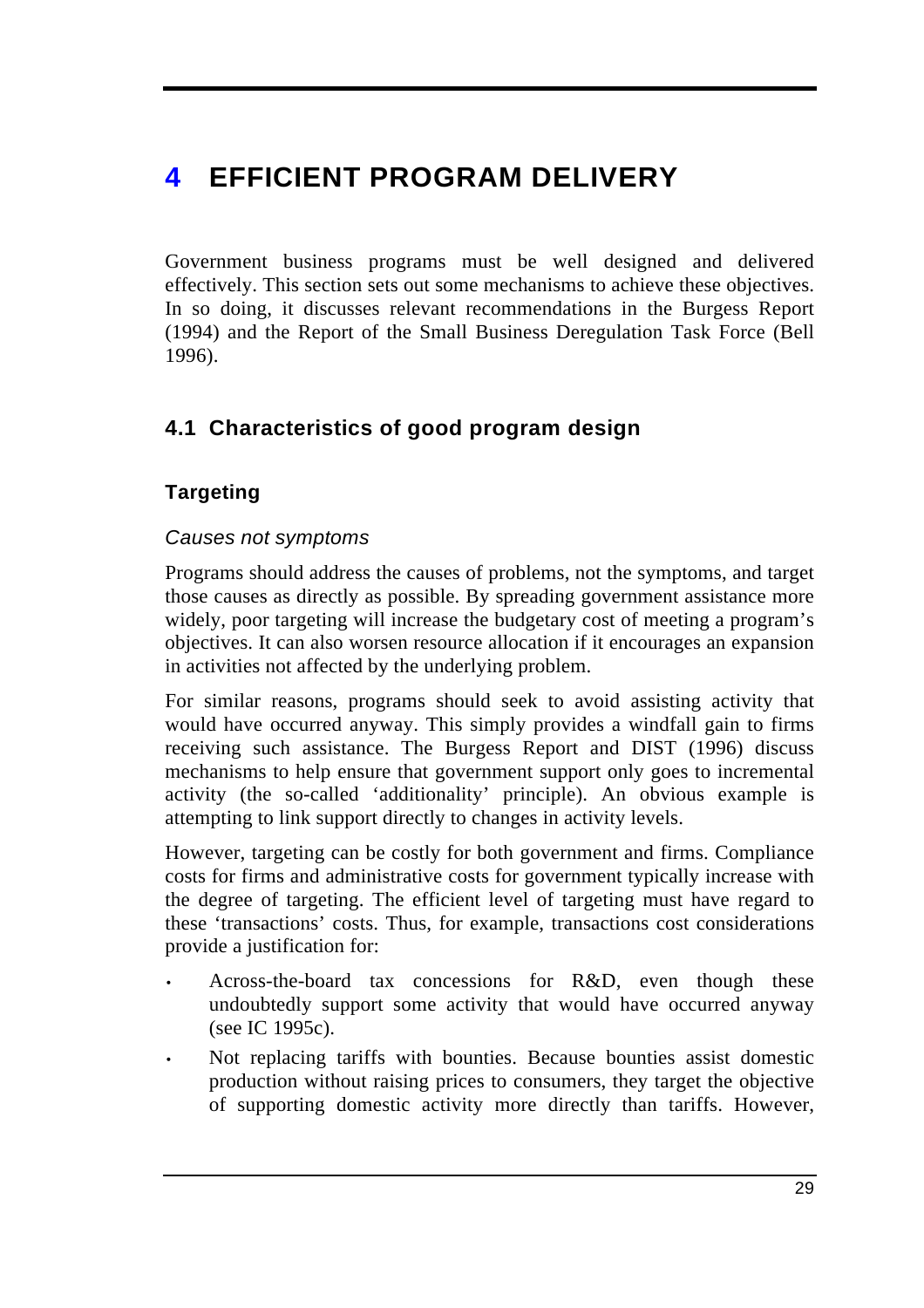# 4 EFFICIENT PROGRAM DELIVERY

Government business programs must be well designed and delivered effectively. This section sets out some mechanisms to achieve these objectives. In so doing, it discusses relevant recommendations in the Burgess Report (1994) and the Report of the Small Business Deregulation Task Force (Bell 1996).

## 4.1 Characteristics of good program design

### Targeting

*Causes not symptoms*

Programs should address the causes of problems, not the symptoms, and target those causes as directly as possible. By spreading government assistance more widely, poor targeting will increase the budgetary cost of meeting a program's objectives. It can also worsen resource allocation if it encourages an expansion in activities not affected by the underlying problem.

For similar reasons, programs should seek to avoid assisting activity that would have occurred anyway. This simply provides a windfall gain to firms receiving such assistance. The Burgess Report and DIST (1996) discuss mechanisms to help ensure that government support only goes to incremental activity (the so-called 'additionality' principle). An obvious example is attempting to link support directly to changes in activity levels.

However, targeting can be costly for both government and firms. Compliance costs for firms and administrative costs for government typically increase with the degree of targeting. The efficient level of targeting must have regard to these 'transactions' costs. Thus, for example, transactions cost considerations provide a justification for:

- Across-the-board tax concessions for R&D, even though these undoubtedly support some activity that would have occurred anyway (see IC 1995c).
- Not replacing tariffs with bounties. Because bounties assist domestic production without raising prices to consumers, they target the objective of supporting domestic activity more directly than tariffs. However,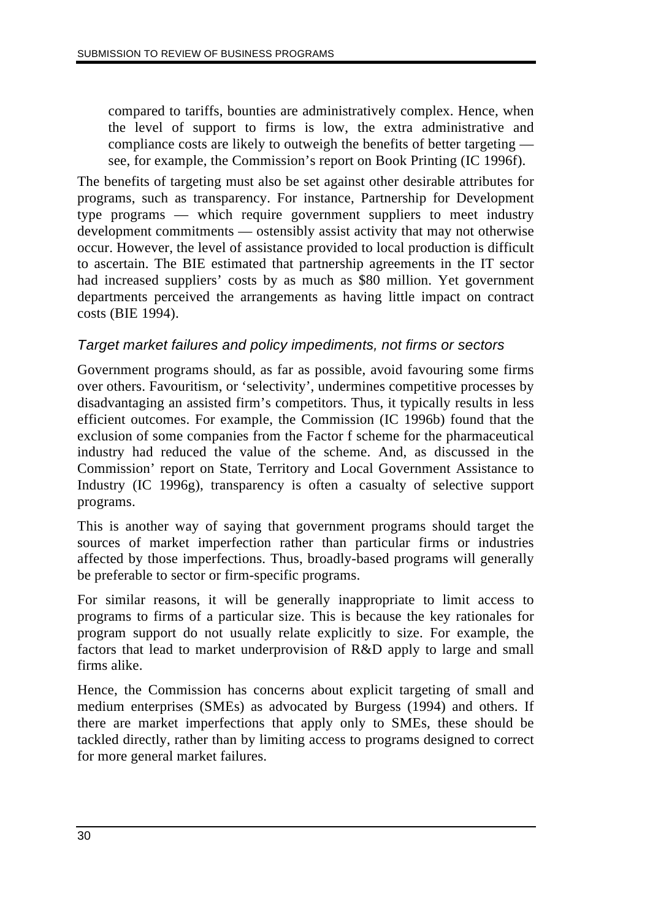compared to tariffs, bounties are administratively complex. Hence, when the level of support to firms is low, the extra administrative and compliance costs are likely to outweigh the benefits of better targeting — see, for example, the Commission's report on Book Printing (IC 1996f).

The benefits of targeting must also be set against other desirable attributes for programs, such as transparency. For instance, Partnership for Development type programs — which require government suppliers to meet industry development commitments — ostensibly assist activity that may not otherwise occur. However, the level of assistance provided to local production is difficult to ascertain. The BIE estimated that partnership agreements in the IT sector had increased suppliers' costs by as much as \$80 million. Yet government departments perceived the arrangements as having little impact on contract costs (BIE 1994).

### *Target market failures and policy impediments, not firms or sectors*

Government programs should, as far as possible, avoid favouring some firms over others. Favouritism, or 'selectivity', undermines competitive processes by disadvantaging an assisted firm's competitors. Thus, it typically results in less efficient outcomes. For example, the Commission (IC 1996b) found that the exclusion of some companies from the Factor f scheme for the pharmaceutical industry had reduced the value of the scheme. And, as discussed in the Commission' report on State, Territory and Local Government Assistance to Industry (IC 1996g), transparency is often a casualty of selective support programs.

This is another way of saying that government programs should target the sources of market imperfection rather than particular firms or industries affected by those imperfections. Thus, broadly-based programs will generally be preferable to sector or firm-specific programs.

For similar reasons, it will be generally inappropriate to limit access to programs to firms of a particular size. This is because the key rationales for program support do not usually relate explicitly to size. For example, the factors that lead to market underprovision of R&D apply to large and small firms alike.

Hence, the Commission has concerns about explicit targeting of small and medium enterprises (SMEs) as advocated by Burgess (1994) and others. If there are market imperfections that apply only to SMEs, these should be tackled directly, rather than by limiting access to programs designed to correct for more general market failures.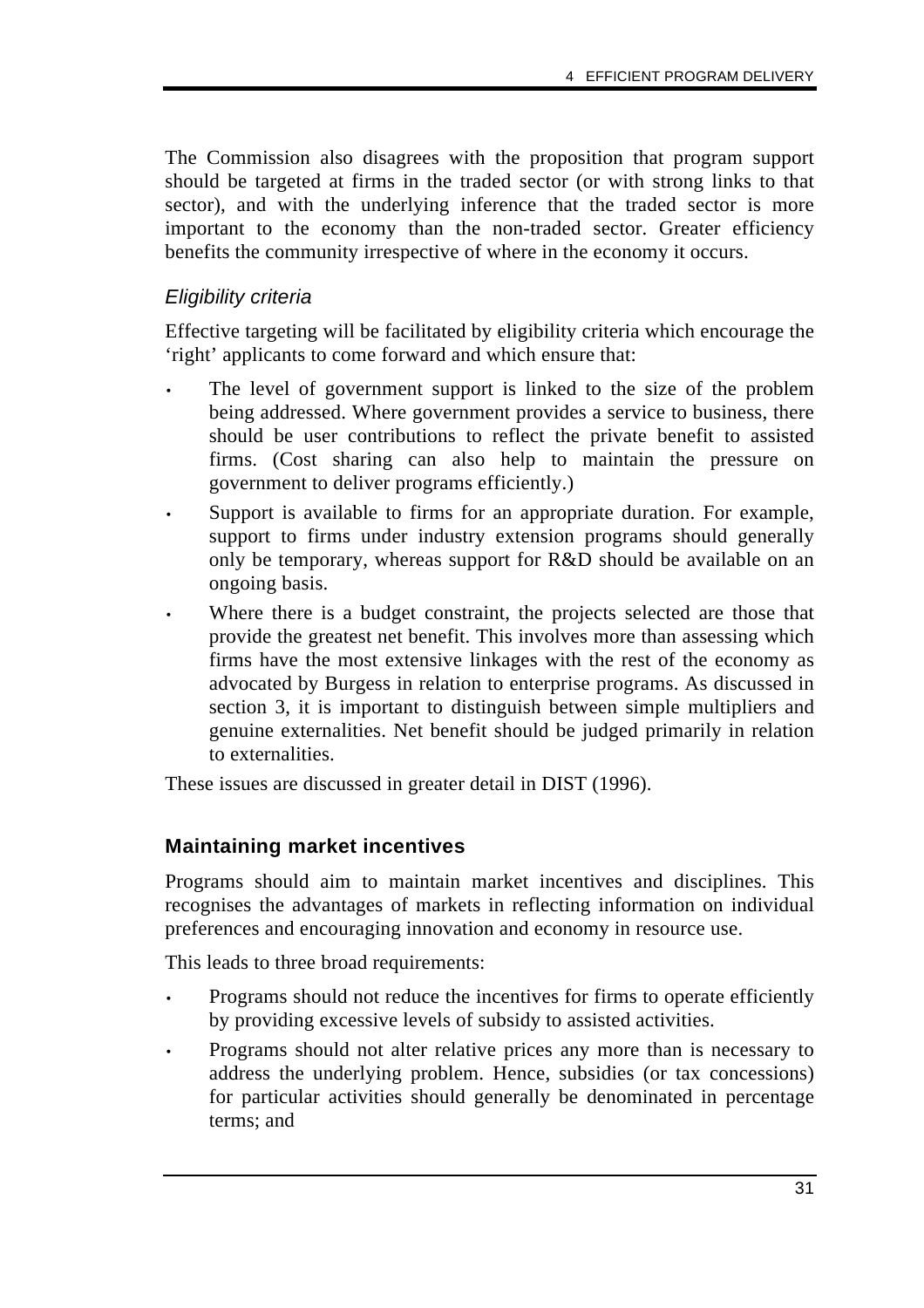The Commission also disagrees with the proposition that program support should be targeted at firms in the traded sector (or with strong links to that sector), and with the underlying inference that the traded sector is more important to the economy than the non-traded sector. Greater efficiency benefits the community irrespective of where in the economy it occurs.

#### *Eligibility criteria*

Effective targeting will be facilitated by eligibility criteria which encourage the 'right' applicants to come forward and which ensure that:

- The level of government support is linked to the size of the problem being addressed. Where government provides a service to business, there should be user contributions to reflect the private benefit to assisted firms. (Cost sharing can also help to maintain the pressure on government to deliver programs efficiently.)
- Support is available to firms for an appropriate duration. For example, support to firms under industry extension programs should generally only be temporary, whereas support for R&D should be available on an ongoing basis.
- Where there is a budget constraint, the projects selected are those that provide the greatest net benefit. This involves more than assessing which firms have the most extensive linkages with the rest of the economy as advocated by Burgess in relation to enterprise programs. As discussed in section 3, it is important to distinguish between simple multipliers and genuine externalities. Net benefit should be judged primarily in relation to externalities.

These issues are discussed in greater detail in DIST (1996).

### Maintaining market incentives

Programs should aim to maintain market incentives and disciplines. This recognises the advantages of markets in reflecting information on individual preferences and encouraging innovation and economy in resource use.

This leads to three broad requirements:

- Programs should not reduce the incentives for firms to operate efficiently by providing excessive levels of subsidy to assisted activities.
- Programs should not alter relative prices any more than is necessary to address the underlying problem. Hence, subsidies (or tax concessions) for particular activities should generally be denominated in percentage terms; and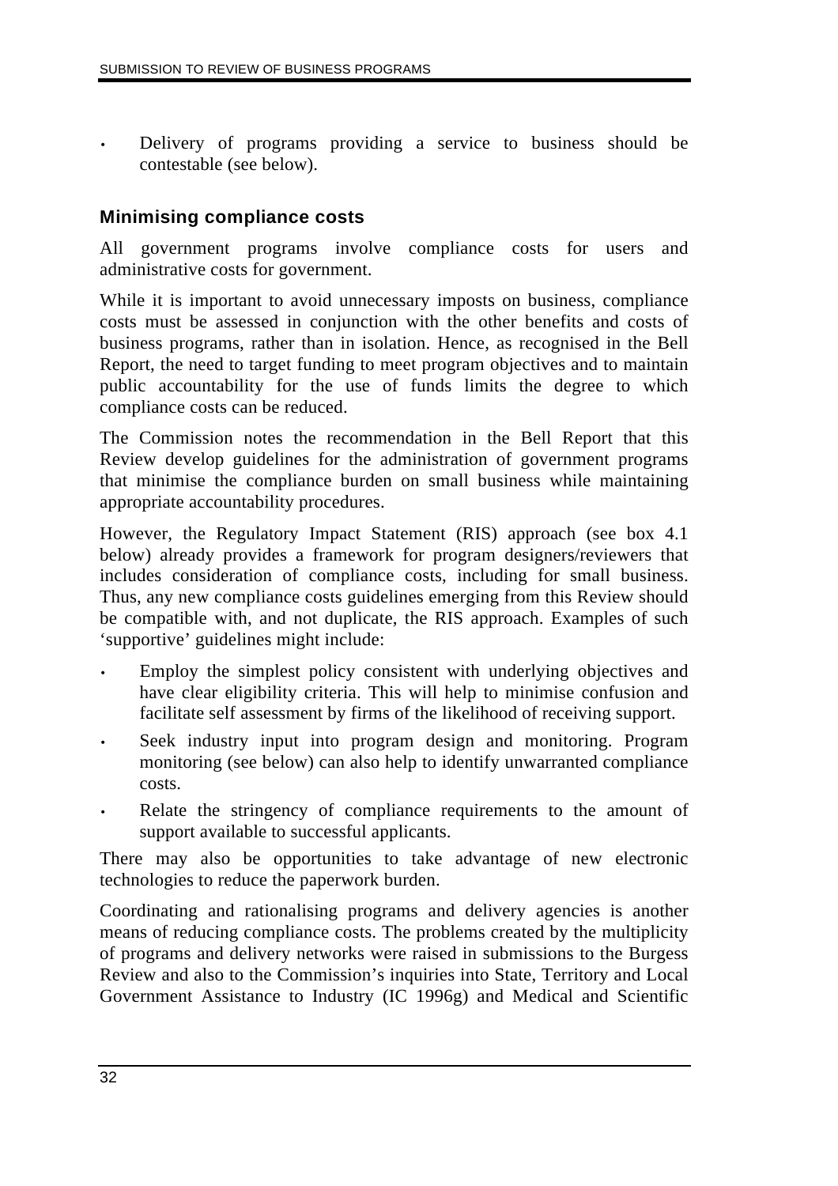- Delivery of programs providing a service to business should be contestable (see below).

### Minimising compliance costs

All government programs involve compliance costs for users and administrative costs for government.

While it is important to avoid unnecessary imposts on business, compliance costs must be assessed in conjunction with the other benefits and costs of business programs, rather than in isolation. Hence, as recognised in the Bell Report, the need to target funding to meet program objectives and to maintain public accountability for the use of funds limits the degree to which compliance costs can be reduced.

The Commission notes the recommendation in the Bell Report that this Review develop guidelines for the administration of government programs that minimise the compliance burden on small business while maintaining appropriate accountability procedures.

However, the Regulatory Impact Statement (RIS) approach (see box 4.1 below) already provides a framework for program designers/reviewers that includes consideration of compliance costs, including for small business. Thus, any new compliance costs guidelines emerging from this Review should be compatible with, and not duplicate, the RIS approach. Examples of such 'supportive' guidelines might include:

- Employ the simplest policy consistent with underlying objectives and have clear eligibility criteria. This will help to minimise confusion and facilitate self assessment by firms of the likelihood of receiving support.
- Seek industry input into program design and monitoring. Program monitoring (see below) can also help to identify unwarranted compliance costs.
- Relate the stringency of compliance requirements to the amount of support available to successful applicants.

There may also be opportunities to take advantage of new electronic technologies to reduce the paperwork burden.

Coordinating and rationalising programs and delivery agencies is another means of reducing compliance costs. The problems created by the multiplicity of programs and delivery networks were raised in submissions to the Burgess Review and also to the Commission's inquiries into State, Territory and Local Government Assistance to Industry (IC 1996g) and Medical and Scientific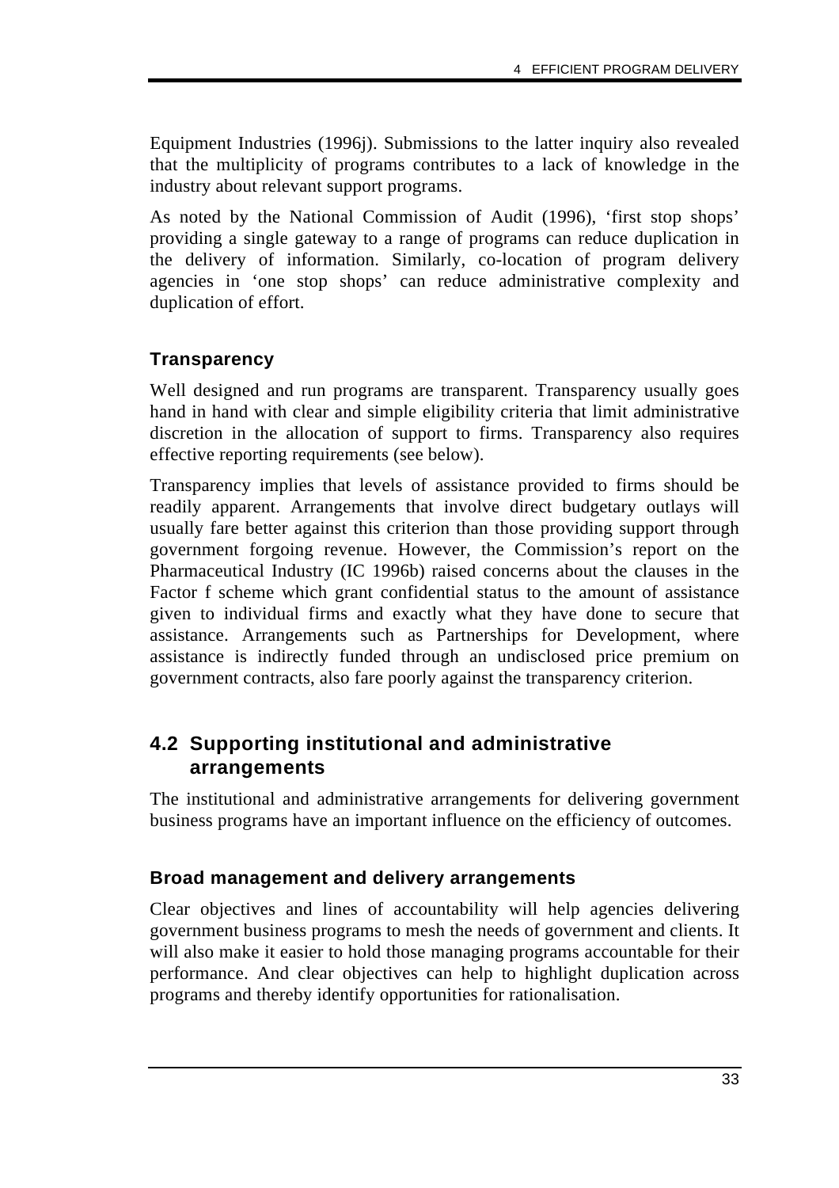Equipment Industries (1996j). Submissions to the latter inquiry also revealed that the multiplicity of programs contributes to a lack of knowledge in the industry about relevant support programs.

As noted by the National Commission of Audit (1996), 'first stop shops' providing a single gateway to a range of programs can reduce duplication in the delivery of information. Similarly, co-location of program delivery agencies in 'one stop shops' can reduce administrative complexity and duplication of effort.

### Transparency

Well designed and run programs are transparent. Transparency usually goes hand in hand with clear and simple eligibility criteria that limit administrative discretion in the allocation of support to firms. Transparency also requires effective reporting requirements (see below).

Transparency implies that levels of assistance provided to firms should be readily apparent. Arrangements that involve direct budgetary outlays will usually fare better against this criterion than those providing support through government forgoing revenue. However, the Commission's report on the Pharmaceutical Industry (IC 1996b) raised concerns about the clauses in the Factor f scheme which grant confidential status to the amount of assistance given to individual firms and exactly what they have done to secure that assistance. Arrangements such as Partnerships for Development, where assistance is indirectly funded through an undisclosed price premium on government contracts, also fare poorly against the transparency criterion.

## 4.2 Supporting institutional and administrative arrangements

The institutional and administrative arrangements for delivering government business programs have an important influence on the efficiency of outcomes.

### Broad management and delivery arrangements

Clear objectives and lines of accountability will help agencies delivering government business programs to mesh the needs of government and clients. It will also make it easier to hold those managing programs accountable for their performance. And clear objectives can help to highlight duplication across programs and thereby identify opportunities for rationalisation.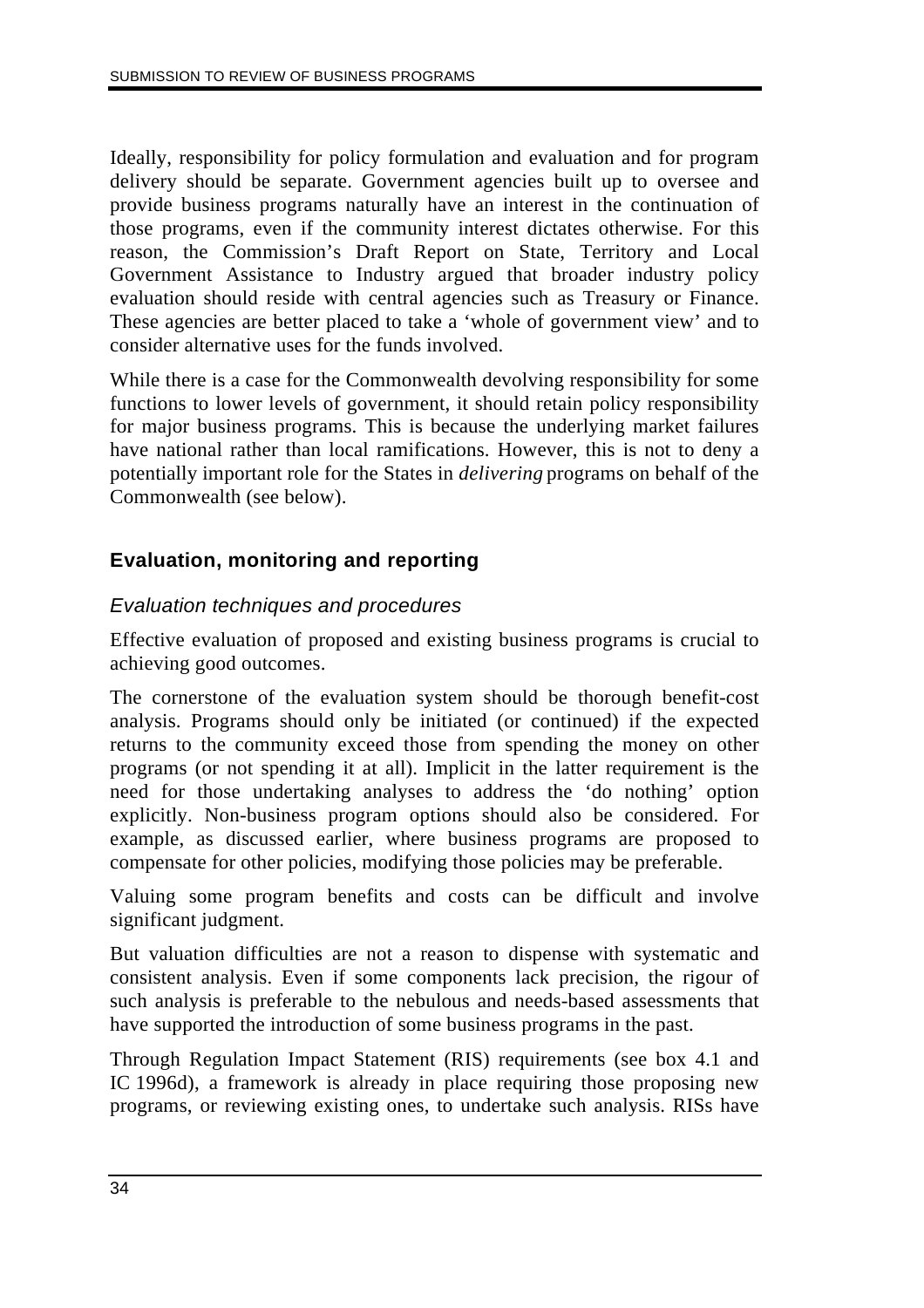Ideally, responsibility for policy formulation and evaluation and for program delivery should be separate. Government agencies built up to oversee and provide business programs naturally have an interest in the continuation of those programs, even if the community interest dictates otherwise. For this reason, the Commission's Draft Report on State, Territory and Local Government Assistance to Industry argued that broader industry policy evaluation should reside with central agencies such as Treasury or Finance. These agencies are better placed to take a 'whole of government view' and to consider alternative uses for the funds involved.

While there is a case for the Commonwealth devolving responsibility for some functions to lower levels of government, it should retain policy responsibility for major business programs. This is because the underlying market failures have national rather than local ramifications. However, this is not to deny a potentially important role for the States in *delivering* programs on behalf of the Commonwealth (see below).

## Evaluation, monitoring and reporting

### *Evaluation techniques and procedures*

Effective evaluation of proposed and existing business programs is crucial to achieving good outcomes.

The cornerstone of the evaluation system should be thorough benefit-cost analysis. Programs should only be initiated (or continued) if the expected returns to the community exceed those from spending the money on other programs (or not spending it at all). Implicit in the latter requirement is the need for those undertaking analyses to address the 'do nothing' option explicitly. Non-business program options should also be considered. For example, as discussed earlier, where business programs are proposed to compensate for other policies, modifying those policies may be preferable.

Valuing some program benefits and costs can be difficult and involve significant judgment.

But valuation difficulties are not a reason to dispense with systematic and consistent analysis. Even if some components lack precision, the rigour of such analysis is preferable to the nebulous and needs-based assessments that have supported the introduction of some business programs in the past.

Through Regulation Impact Statement (RIS) requirements (see box 4.1 and IC 1996d), a framework is already in place requiring those proposing new programs, or reviewing existing ones, to undertake such analysis. RISs have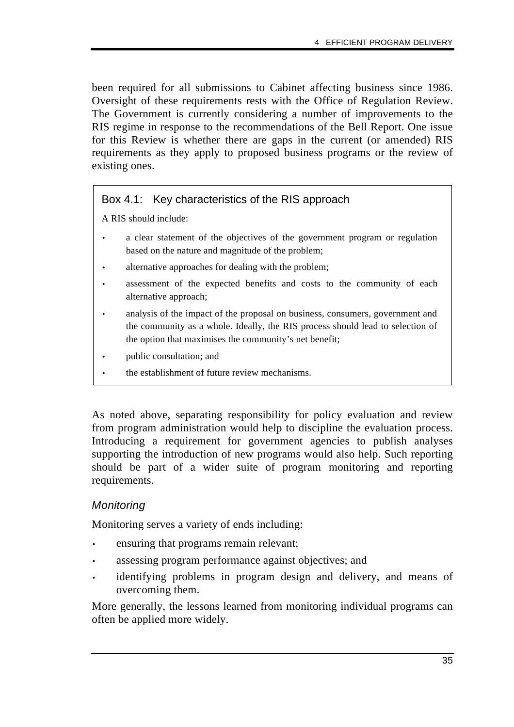been required for all submissions to Cabinet affecting business since 1986. Oversight of these requirements rests with the Office of Regulation Review. The Government is currently considering a number of improvements to the RIS regime in response to the recommendations of the Bell Report. One issue for this Review is whether there are gaps in the current (or amended) RIS requirements as they apply to proposed business programs or the review of existing ones.

> **Box 4.1: Key characteristics of the RIS approach**
>
> A RIS should include:
>
> - a clear statement of the objectives of the government program or regulation based on the nature and magnitude of the problem;
> - alternative approaches for dealing with the problem;
> - assessment of the expected benefits and costs to the community of each alternative approach;
> - analysis of the impact of the proposal on business, consumers, government and the community as a whole. Ideally, the RIS process should lead to selection of the option that maximises the community's net benefit;
> - public consultation; and
> - the establishment of future review mechanisms.

As noted above, separating responsibility for policy evaluation and review from program administration would help to discipline the evaluation process. Introducing a requirement for government agencies to publish analyses supporting the introduction of new programs would also help. Such reporting should be part of a wider suite of program monitoring and reporting requirements.

### *Monitoring*

Monitoring serves a variety of ends including:

- ensuring that programs remain relevant;
- assessing program performance against objectives; and
- identifying problems in program design and delivery, and means of overcoming them.

More generally, the lessons learned from monitoring individual programs can often be applied more widely.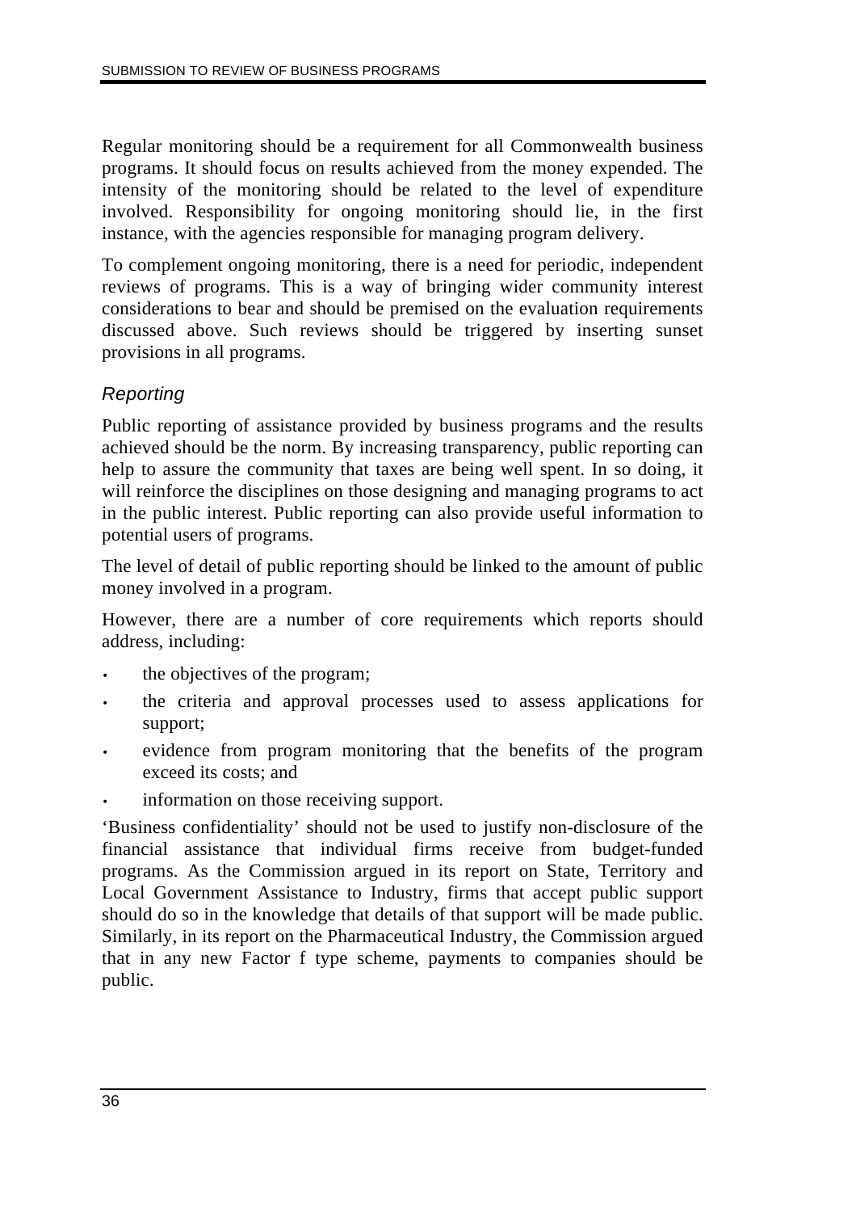Regular monitoring should be a requirement for all Commonwealth business programs. It should focus on results achieved from the money expended. The intensity of the monitoring should be related to the level of expenditure involved. Responsibility for ongoing monitoring should lie, in the first instance, with the agencies responsible for managing program delivery.

To complement ongoing monitoring, there is a need for periodic, independent reviews of programs. This is a way of bringing wider community interest considerations to bear and should be premised on the evaluation requirements discussed above. Such reviews should be triggered by inserting sunset provisions in all programs.

### *Reporting*

Public reporting of assistance provided by business programs and the results achieved should be the norm. By increasing transparency, public reporting can help to assure the community that taxes are being well spent. In so doing, it will reinforce the disciplines on those designing and managing programs to act in the public interest. Public reporting can also provide useful information to potential users of programs.

The level of detail of public reporting should be linked to the amount of public money involved in a program.

However, there are a number of core requirements which reports should address, including:

- the objectives of the program;
- the criteria and approval processes used to assess applications for support;
- evidence from program monitoring that the benefits of the program exceed its costs; and
- information on those receiving support.

'Business confidentiality' should not be used to justify non-disclosure of the financial assistance that individual firms receive from budget-funded programs. As the Commission argued in its report on State, Territory and Local Government Assistance to Industry, firms that accept public support should do so in the knowledge that details of that support will be made public. Similarly, in its report on the Pharmaceutical Industry, the Commission argued that in any new Factor f type scheme, payments to companies should be public.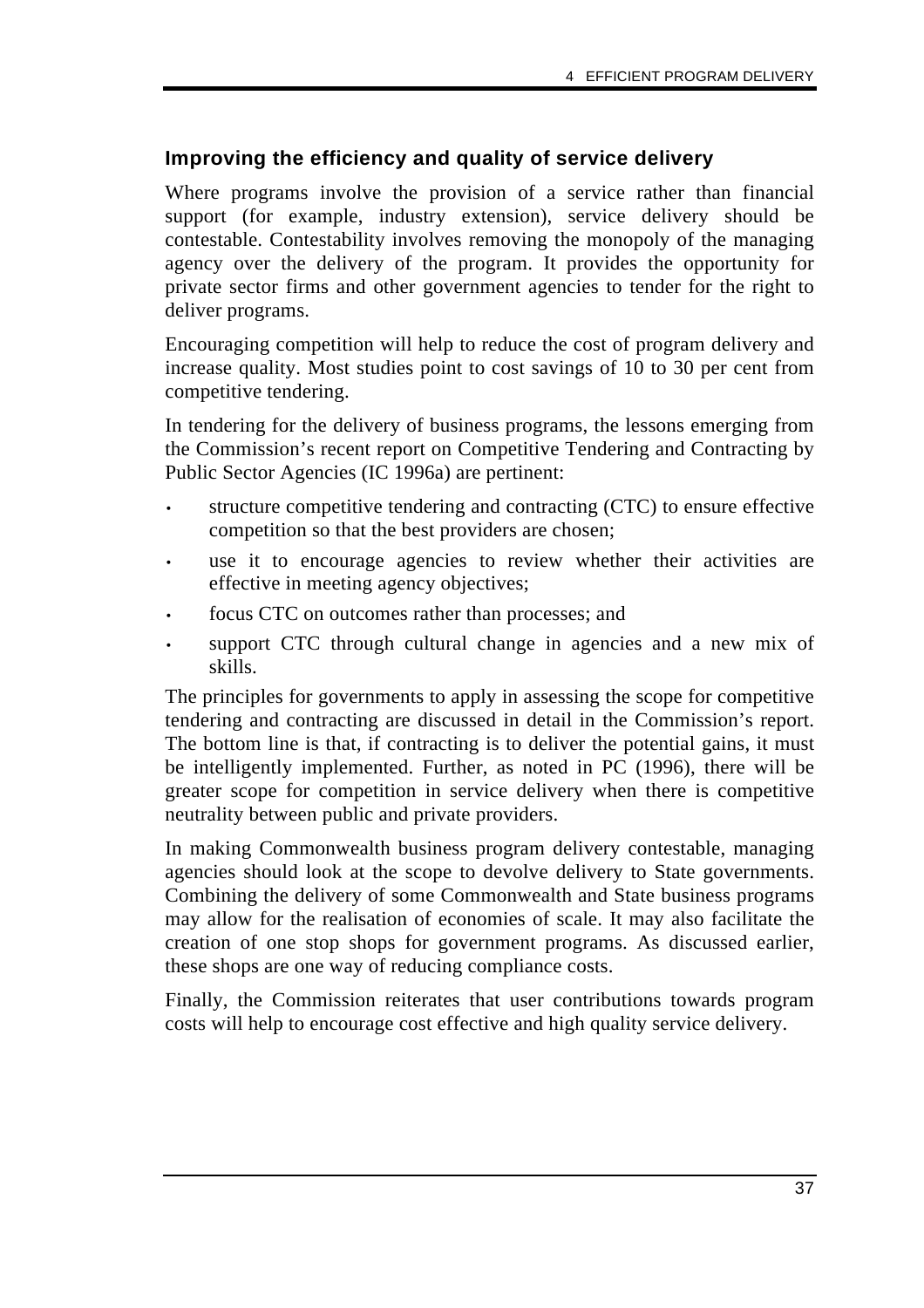### Improving the efficiency and quality of service delivery

Where programs involve the provision of a service rather than financial support (for example, industry extension), service delivery should be contestable. Contestability involves removing the monopoly of the managing agency over the delivery of the program. It provides the opportunity for private sector firms and other government agencies to tender for the right to deliver programs.

Encouraging competition will help to reduce the cost of program delivery and increase quality. Most studies point to cost savings of 10 to 30 per cent from competitive tendering.

In tendering for the delivery of business programs, the lessons emerging from the Commission's recent report on Competitive Tendering and Contracting by Public Sector Agencies (IC 1996a) are pertinent:

- structure competitive tendering and contracting (CTC) to ensure effective competition so that the best providers are chosen;
- use it to encourage agencies to review whether their activities are effective in meeting agency objectives;
- focus CTC on outcomes rather than processes; and
- support CTC through cultural change in agencies and a new mix of skills.

The principles for governments to apply in assessing the scope for competitive tendering and contracting are discussed in detail in the Commission's report. The bottom line is that, if contracting is to deliver the potential gains, it must be intelligently implemented. Further, as noted in PC (1996), there will be greater scope for competition in service delivery when there is competitive neutrality between public and private providers.

In making Commonwealth business program delivery contestable, managing agencies should look at the scope to devolve delivery to State governments. Combining the delivery of some Commonwealth and State business programs may allow for the realisation of economies of scale. It may also facilitate the creation of one stop shops for government programs. As discussed earlier, these shops are one way of reducing compliance costs.

Finally, the Commission reiterates that user contributions towards program costs will help to encourage cost effective and high quality service delivery.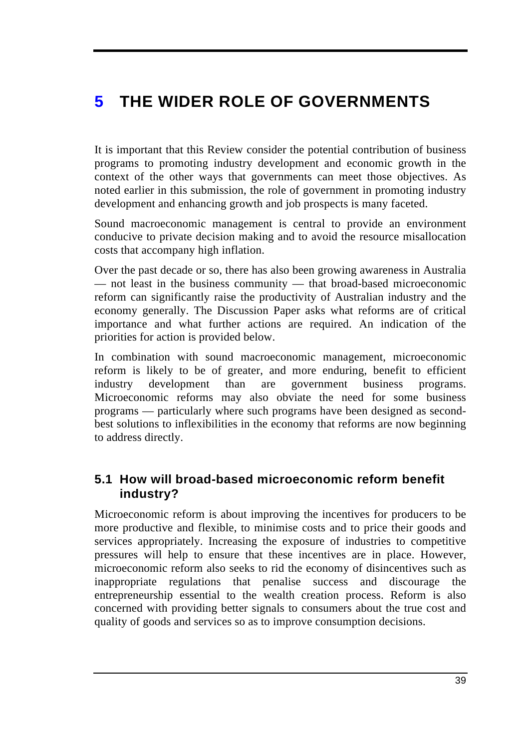# 5 THE WIDER ROLE OF GOVERNMENTS

It is important that this Review consider the potential contribution of business programs to promoting industry development and economic growth in the context of the other ways that governments can meet those objectives. As noted earlier in this submission, the role of government in promoting industry development and enhancing growth and job prospects is many faceted.

Sound macroeconomic management is central to provide an environment conducive to private decision making and to avoid the resource misallocation costs that accompany high inflation.

Over the past decade or so, there has also been growing awareness in Australia — not least in the business community — that broad-based microeconomic reform can significantly raise the productivity of Australian industry and the economy generally. The Discussion Paper asks what reforms are of critical importance and what further actions are required. An indication of the priorities for action is provided below.

In combination with sound macroeconomic management, microeconomic reform is likely to be of greater, and more enduring, benefit to efficient industry development than are government business programs. Microeconomic reforms may also obviate the need for some business programs — particularly where such programs have been designed as second-best solutions to inflexibilities in the economy that reforms are now beginning to address directly.

## 5.1 How will broad-based microeconomic reform benefit industry?

Microeconomic reform is about improving the incentives for producers to be more productive and flexible, to minimise costs and to price their goods and services appropriately. Increasing the exposure of industries to competitive pressures will help to ensure that these incentives are in place. However, microeconomic reform also seeks to rid the economy of disincentives such as inappropriate regulations that penalise success and discourage the entrepreneurship essential to the wealth creation process. Reform is also concerned with providing better signals to consumers about the true cost and quality of goods and services so as to improve consumption decisions.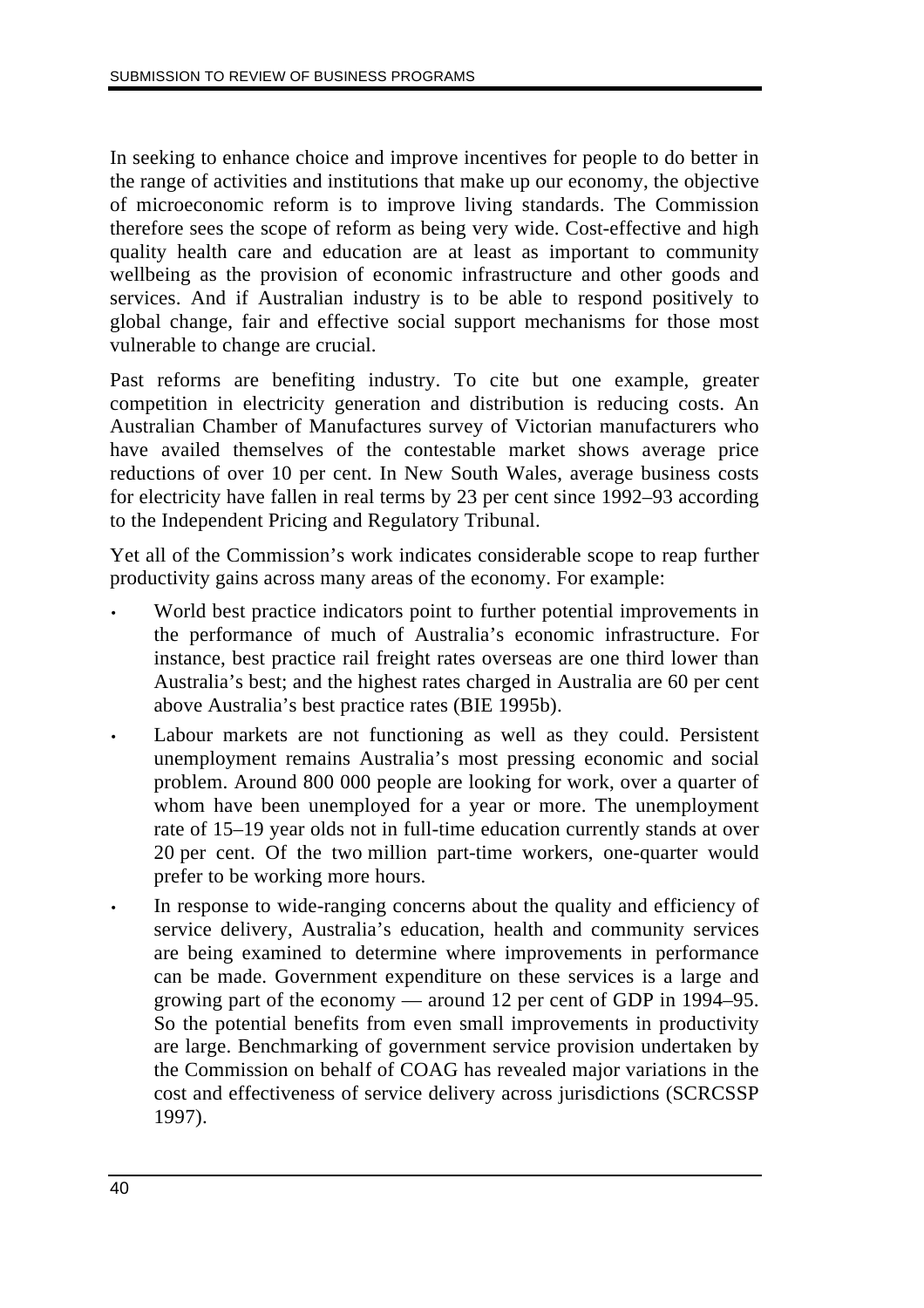In seeking to enhance choice and improve incentives for people to do better in the range of activities and institutions that make up our economy, the objective of microeconomic reform is to improve living standards. The Commission therefore sees the scope of reform as being very wide. Cost-effective and high quality health care and education are at least as important to community wellbeing as the provision of economic infrastructure and other goods and services. And if Australian industry is to be able to respond positively to global change, fair and effective social support mechanisms for those most vulnerable to change are crucial.

Past reforms are benefiting industry. To cite but one example, greater competition in electricity generation and distribution is reducing costs. An Australian Chamber of Manufactures survey of Victorian manufacturers who have availed themselves of the contestable market shows average price reductions of over 10 per cent. In New South Wales, average business costs for electricity have fallen in real terms by 23 per cent since 1992–93 according to the Independent Pricing and Regulatory Tribunal.

Yet all of the Commission's work indicates considerable scope to reap further productivity gains across many areas of the economy. For example:

- World best practice indicators point to further potential improvements in the performance of much of Australia's economic infrastructure. For instance, best practice rail freight rates overseas are one third lower than Australia's best; and the highest rates charged in Australia are 60 per cent above Australia's best practice rates (BIE 1995b).
- Labour markets are not functioning as well as they could. Persistent unemployment remains Australia's most pressing economic and social problem. Around 800 000 people are looking for work, over a quarter of whom have been unemployed for a year or more. The unemployment rate of 15–19 year olds not in full-time education currently stands at over 20 per cent. Of the two million part-time workers, one-quarter would prefer to be working more hours.
- In response to wide-ranging concerns about the quality and efficiency of service delivery, Australia's education, health and community services are being examined to determine where improvements in performance can be made. Government expenditure on these services is a large and growing part of the economy — around 12 per cent of GDP in 1994–95. So the potential benefits from even small improvements in productivity are large. Benchmarking of government service provision undertaken by the Commission on behalf of COAG has revealed major variations in the cost and effectiveness of service delivery across jurisdictions (SCRCSSP 1997).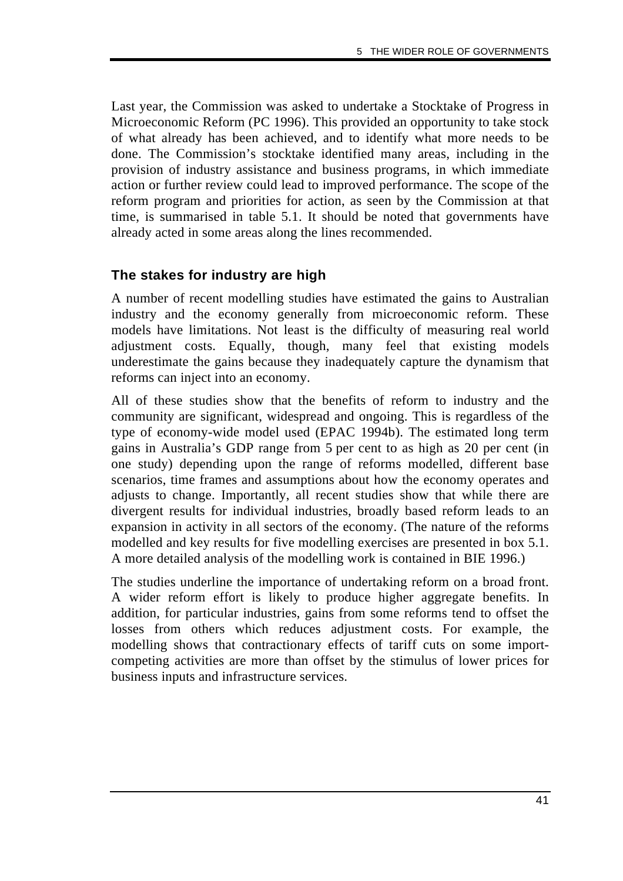Last year, the Commission was asked to undertake a Stocktake of Progress in Microeconomic Reform (PC 1996). This provided an opportunity to take stock of what already has been achieved, and to identify what more needs to be done. The Commission's stocktake identified many areas, including in the provision of industry assistance and business programs, in which immediate action or further review could lead to improved performance. The scope of the reform program and priorities for action, as seen by the Commission at that time, is summarised in table 5.1. It should be noted that governments have already acted in some areas along the lines recommended.

### The stakes for industry are high

A number of recent modelling studies have estimated the gains to Australian industry and the economy generally from microeconomic reform. These models have limitations. Not least is the difficulty of measuring real world adjustment costs. Equally, though, many feel that existing models underestimate the gains because they inadequately capture the dynamism that reforms can inject into an economy.

All of these studies show that the benefits of reform to industry and the community are significant, widespread and ongoing. This is regardless of the type of economy-wide model used (EPAC 1994b). The estimated long term gains in Australia's GDP range from 5 per cent to as high as 20 per cent (in one study) depending upon the range of reforms modelled, different base scenarios, time frames and assumptions about how the economy operates and adjusts to change. Importantly, all recent studies show that while there are divergent results for individual industries, broadly based reform leads to an expansion in activity in all sectors of the economy. (The nature of the reforms modelled and key results for five modelling exercises are presented in box 5.1. A more detailed analysis of the modelling work is contained in BIE 1996.)

The studies underline the importance of undertaking reform on a broad front. A wider reform effort is likely to produce higher aggregate benefits. In addition, for particular industries, gains from some reforms tend to offset the losses from others which reduces adjustment costs. For example, the modelling shows that contractionary effects of tariff cuts on some import-competing activities are more than offset by the stimulus of lower prices for business inputs and infrastructure services.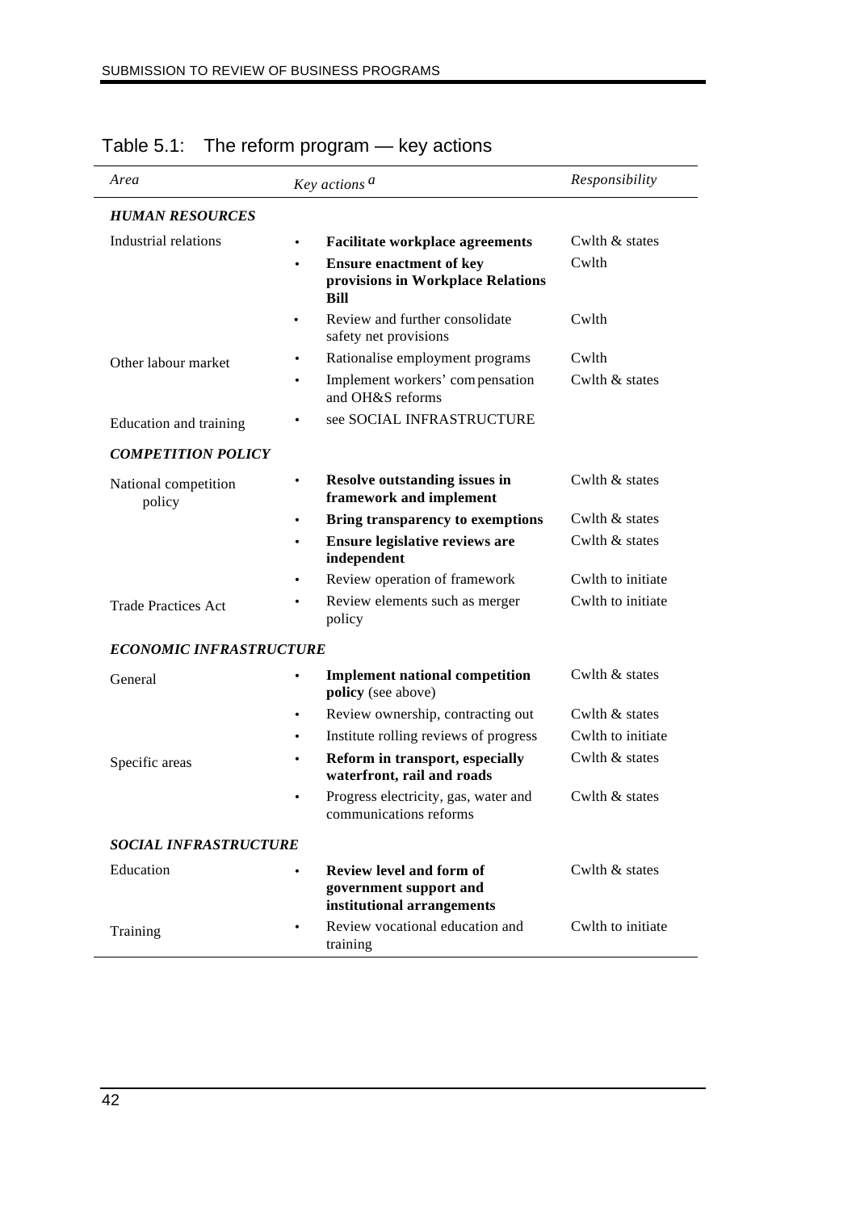## Table 5.1: The reform program — key actions

| *Area* | *Key actions* [a] | *Responsibility* |
|---|---|---|
| ***HUMAN RESOURCES*** | | |
| Industrial relations | • **Facilitate workplace agreements** | Cwlth & states |
| | • **Ensure enactment of key provisions in Workplace Relations Bill** | Cwlth |
| | • Review and further consolidate safety net provisions | Cwlth |
| Other labour market | • Rationalise employment programs | Cwlth |
| | • Implement workers' compensation and OH&S reforms | Cwlth & states |
| Education and training | • see SOCIAL INFRASTRUCTURE | |
| ***COMPETITION POLICY*** | | |
| National competition policy | • **Resolve outstanding issues in framework and implement** | Cwlth & states |
| | • **Bring transparency to exemptions** | Cwlth & states |
| | • **Ensure legislative reviews are independent** | Cwlth & states |
| | • Review operation of framework | Cwlth to initiate |
| Trade Practices Act | • Review elements such as merger policy | Cwlth to initiate |
| ***ECONOMIC INFRASTRUCTURE*** | | |
| General | • **Implement national competition policy** (see above) | Cwlth & states |
| | • Review ownership, contracting out | Cwlth & states |
| | • Institute rolling reviews of progress | Cwlth to initiate |
| Specific areas | • **Reform in transport, especially waterfront, rail and roads** | Cwlth & states |
| | • Progress electricity, gas, water and communications reforms | Cwlth & states |
| ***SOCIAL INFRASTRUCTURE*** | | |
| Education | • **Review level and form of government support and institutional arrangements** | Cwlth & states |
| Training | • Review vocational education and training | Cwlth to initiate |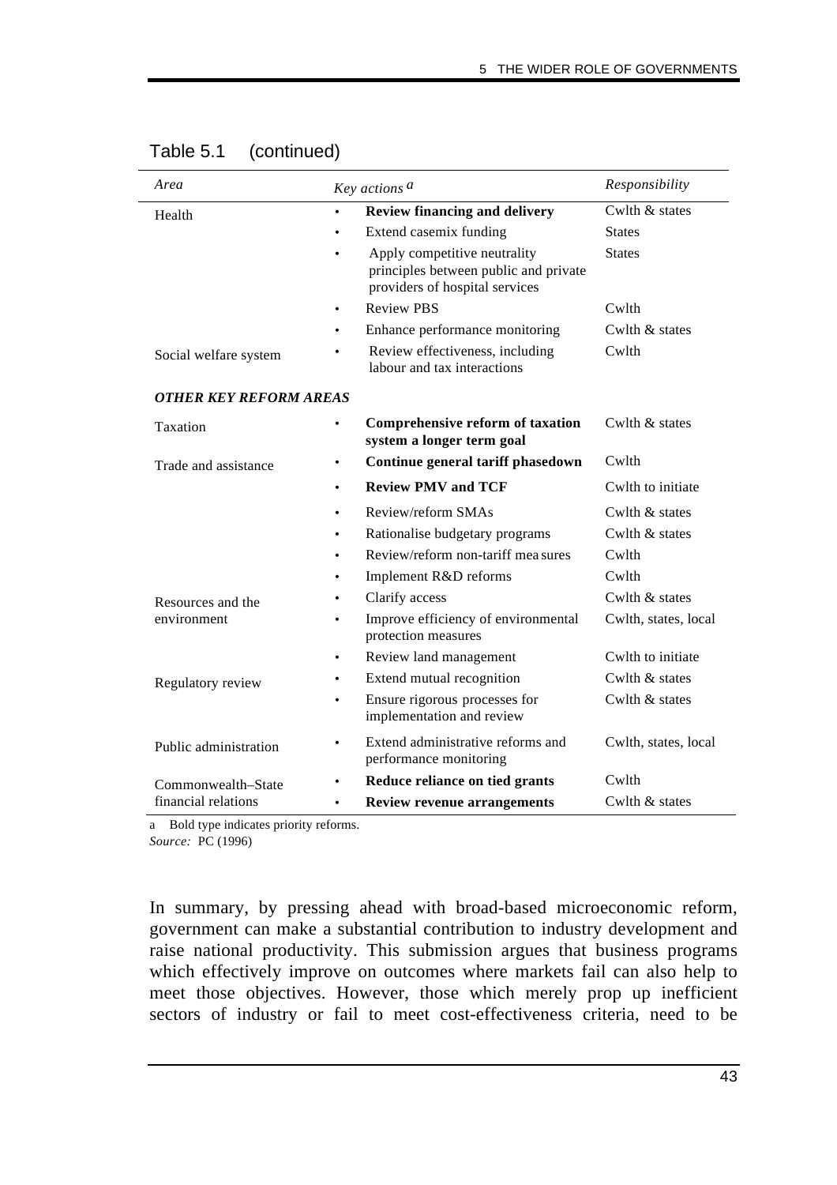Table 5.1 (continued)

| *Area* | *Key actions* [a] | *Responsibility* |
|---|---|---|
| Health | • **Review financing and delivery** | Cwlth & states |
| | • Extend casemix funding | States |
| | • Apply competitive neutrality principles between public and private providers of hospital services | States |
| | • Review PBS | Cwlth |
| | • Enhance performance monitoring | Cwlth & states |
| Social welfare system | • Review effectiveness, including labour and tax interactions | Cwlth |
| ***OTHER KEY REFORM AREAS*** | | |
| Taxation | • **Comprehensive reform of taxation system a longer term goal** | Cwlth & states |
| Trade and assistance | • **Continue general tariff phasedown** | Cwlth |
| | • **Review PMV and TCF** | Cwlth to initiate |
| | • Review/reform SMAs | Cwlth & states |
| | • Rationalise budgetary programs | Cwlth & states |
| | • Review/reform non-tariff measures | Cwlth |
| | • Implement R&D reforms | Cwlth |
| Resources and the environment | • Clarify access | Cwlth & states |
| | • Improve efficiency of environmental protection measures | Cwlth, states, local |
| | • Review land management | Cwlth to initiate |
| Regulatory review | • Extend mutual recognition | Cwlth & states |
| | • Ensure rigorous processes for implementation and review | Cwlth & states |
| Public administration | • Extend administrative reforms and performance monitoring | Cwlth, states, local |
| Commonwealth–State financial relations | • **Reduce reliance on tied grants** | Cwlth |
| | • **Review revenue arrangements** | Cwlth & states |

a Bold type indicates priority reforms.
*Source:* PC (1996)

In summary, by pressing ahead with broad-based microeconomic reform, government can make a substantial contribution to industry development and raise national productivity. This submission argues that business programs which effectively improve on outcomes where markets fail can also help to meet those objectives. However, those which merely prop up inefficient sectors of industry or fail to meet cost-effectiveness criteria, need to be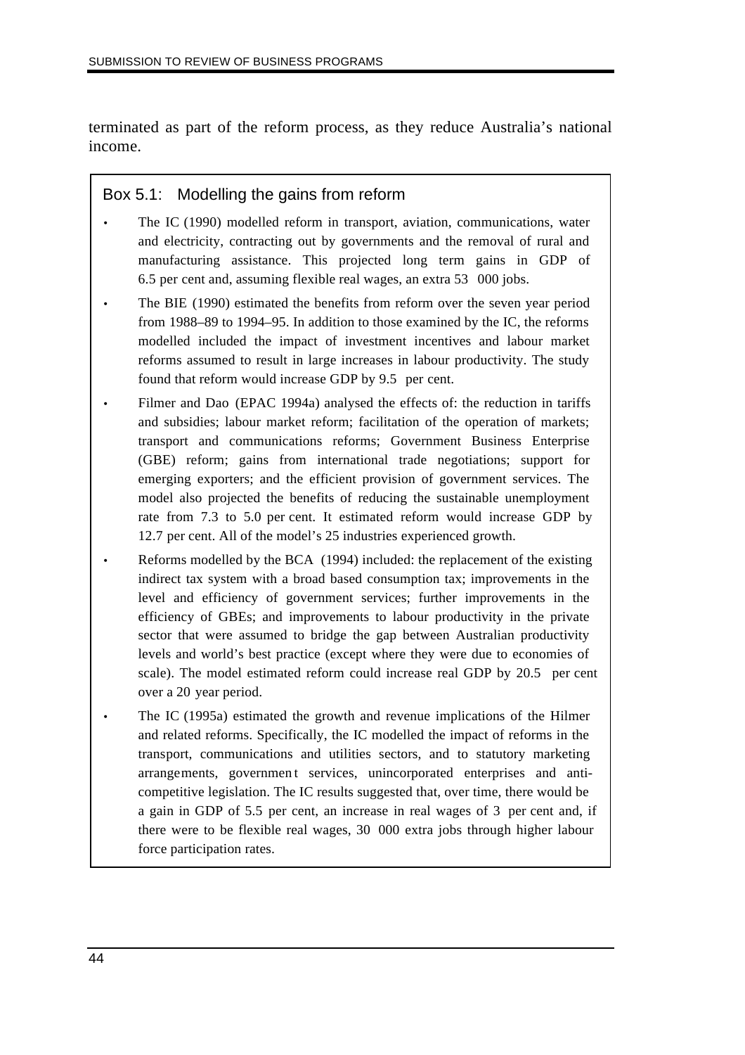terminated as part of the reform process, as they reduce Australia's national income.

### Box 5.1: Modelling the gains from reform

- The IC (1990) modelled reform in transport, aviation, communications, water and electricity, contracting out by governments and the removal of rural and manufacturing assistance. This projected long term gains in GDP of 6.5 per cent and, assuming flexible real wages, an extra 53 000 jobs.
- The BIE (1990) estimated the benefits from reform over the seven year period from 1988–89 to 1994–95. In addition to those examined by the IC, the reforms modelled included the impact of investment incentives and labour market reforms assumed to result in large increases in labour productivity. The study found that reform would increase GDP by 9.5 per cent.
- Filmer and Dao (EPAC 1994a) analysed the effects of: the reduction in tariffs and subsidies; labour market reform; facilitation of the operation of markets; transport and communications reforms; Government Business Enterprise (GBE) reform; gains from international trade negotiations; support for emerging exporters; and the efficient provision of government services. The model also projected the benefits of reducing the sustainable unemployment rate from 7.3 to 5.0 per cent. It estimated reform would increase GDP by 12.7 per cent. All of the model's 25 industries experienced growth.
- Reforms modelled by the BCA (1994) included: the replacement of the existing indirect tax system with a broad based consumption tax; improvements in the level and efficiency of government services; further improvements in the efficiency of GBEs; and improvements to labour productivity in the private sector that were assumed to bridge the gap between Australian productivity levels and world's best practice (except where they were due to economies of scale). The model estimated reform could increase real GDP by 20.5 per cent over a 20 year period.
- The IC (1995a) estimated the growth and revenue implications of the Hilmer and related reforms. Specifically, the IC modelled the impact of reforms in the transport, communications and utilities sectors, and to statutory marketing arrangements, government services, unincorporated enterprises and anti-competitive legislation. The IC results suggested that, over time, there would be a gain in GDP of 5.5 per cent, an increase in real wages of 3 per cent and, if there were to be flexible real wages, 30 000 extra jobs through higher labour force participation rates.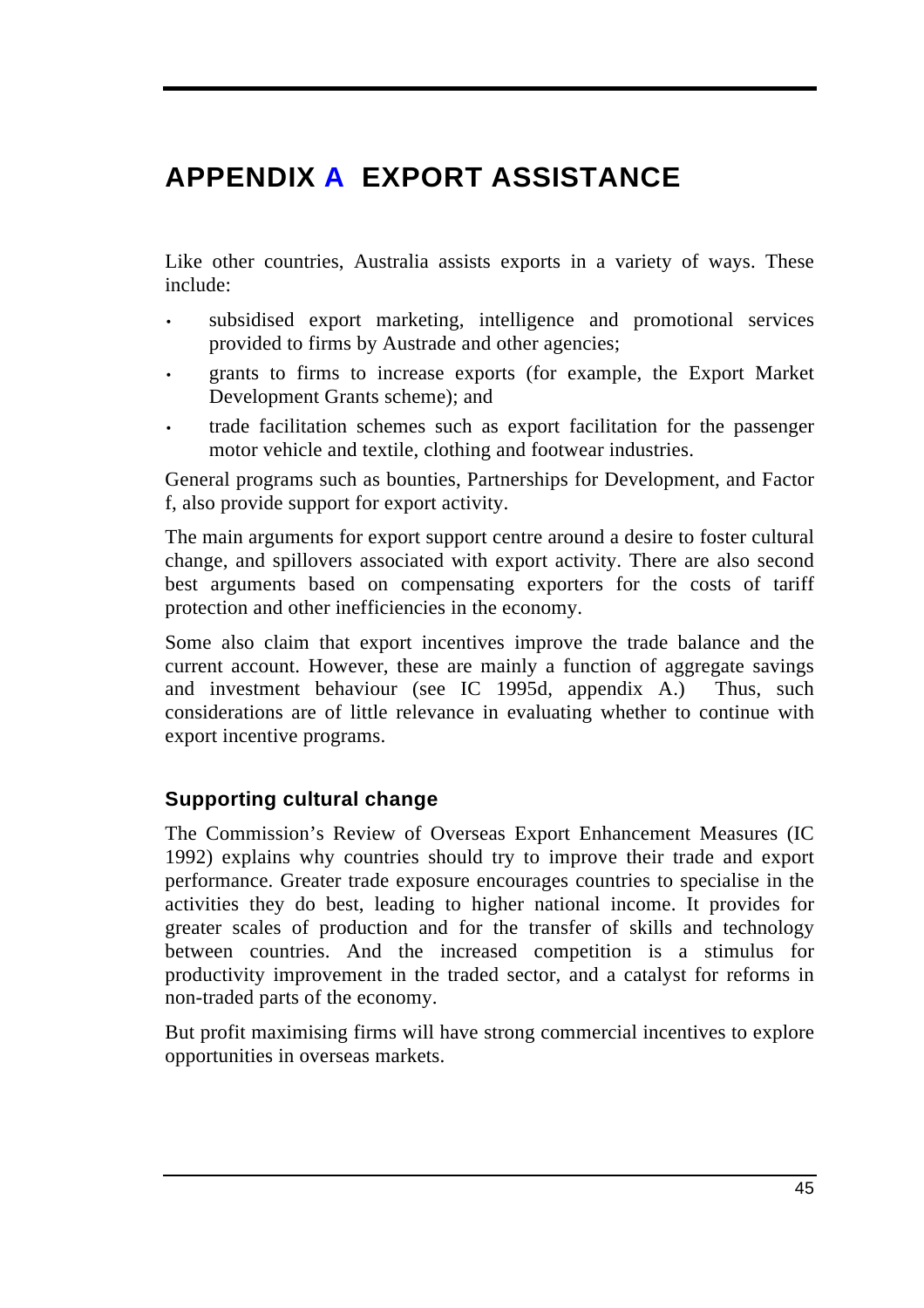# APPENDIX A EXPORT ASSISTANCE

Like other countries, Australia assists exports in a variety of ways. These include:

- subsidised export marketing, intelligence and promotional services provided to firms by Austrade and other agencies;
- grants to firms to increase exports (for example, the Export Market Development Grants scheme); and
- trade facilitation schemes such as export facilitation for the passenger motor vehicle and textile, clothing and footwear industries.

General programs such as bounties, Partnerships for Development, and Factor f, also provide support for export activity.

The main arguments for export support centre around a desire to foster cultural change, and spillovers associated with export activity. There are also second best arguments based on compensating exporters for the costs of tariff protection and other inefficiencies in the economy.

Some also claim that export incentives improve the trade balance and the current account. However, these are mainly a function of aggregate savings and investment behaviour (see IC 1995d, appendix A.) Thus, such considerations are of little relevance in evaluating whether to continue with export incentive programs.

### Supporting cultural change

The Commission's Review of Overseas Export Enhancement Measures (IC 1992) explains why countries should try to improve their trade and export performance. Greater trade exposure encourages countries to specialise in the activities they do best, leading to higher national income. It provides for greater scales of production and for the transfer of skills and technology between countries. And the increased competition is a stimulus for productivity improvement in the traded sector, and a catalyst for reforms in non-traded parts of the economy.

But profit maximising firms will have strong commercial incentives to explore opportunities in overseas markets.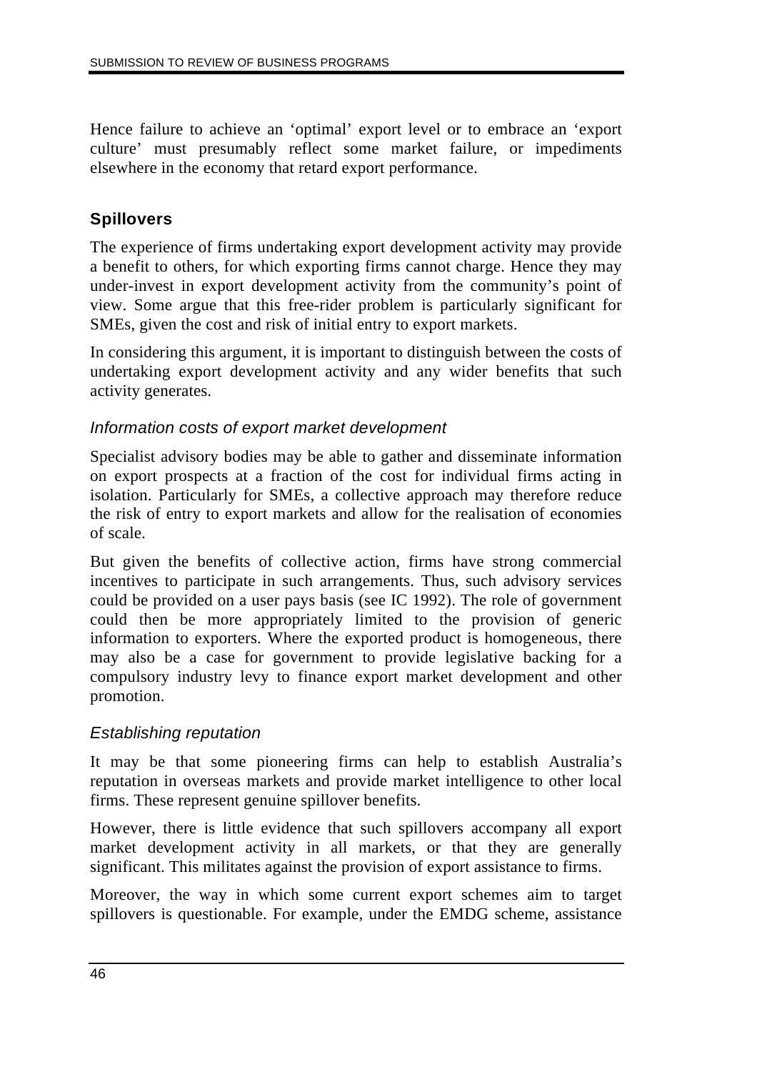Hence failure to achieve an ‘optimal’ export level or to embrace an ‘export culture’ must presumably reflect some market failure, or impediments elsewhere in the economy that retard export performance.

### Spillovers

The experience of firms undertaking export development activity may provide a benefit to others, for which exporting firms cannot charge. Hence they may under-invest in export development activity from the community’s point of view. Some argue that this free-rider problem is particularly significant for SMEs, given the cost and risk of initial entry to export markets.

In considering this argument, it is important to distinguish between the costs of undertaking export development activity and any wider benefits that such activity generates.

#### *Information costs of export market development*

Specialist advisory bodies may be able to gather and disseminate information on export prospects at a fraction of the cost for individual firms acting in isolation. Particularly for SMEs, a collective approach may therefore reduce the risk of entry to export markets and allow for the realisation of economies of scale.

But given the benefits of collective action, firms have strong commercial incentives to participate in such arrangements. Thus, such advisory services could be provided on a user pays basis (see IC 1992). The role of government could then be more appropriately limited to the provision of generic information to exporters. Where the exported product is homogeneous, there may also be a case for government to provide legislative backing for a compulsory industry levy to finance export market development and other promotion.

#### *Establishing reputation*

It may be that some pioneering firms can help to establish Australia’s reputation in overseas markets and provide market intelligence to other local firms. These represent genuine spillover benefits.

However, there is little evidence that such spillovers accompany all export market development activity in all markets, or that they are generally significant. This militates against the provision of export assistance to firms.

Moreover, the way in which some current export schemes aim to target spillovers is questionable. For example, under the EMDG scheme, assistance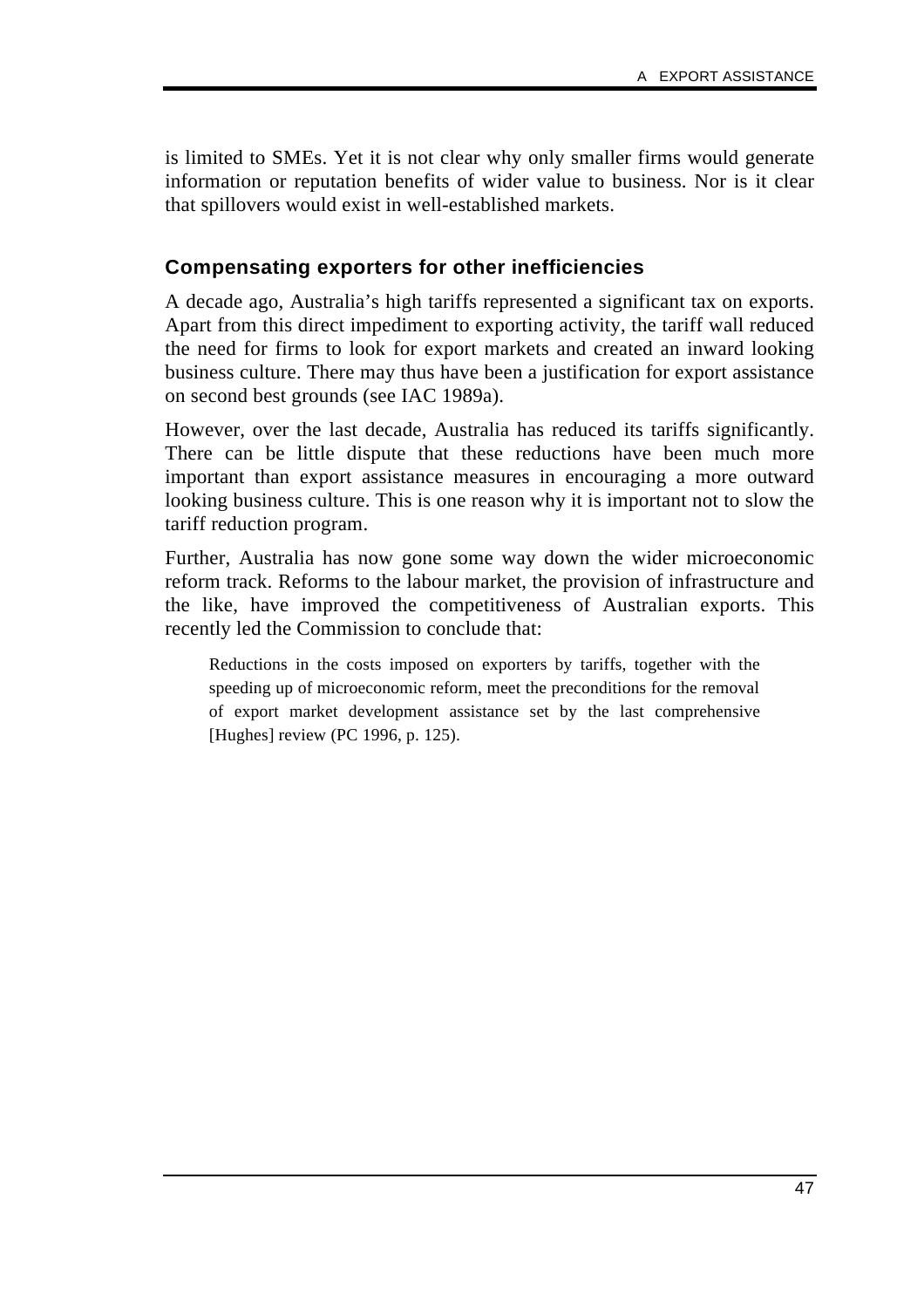is limited to SMEs. Yet it is not clear why only smaller firms would generate information or reputation benefits of wider value to business. Nor is it clear that spillovers would exist in well-established markets.

### Compensating exporters for other inefficiencies

A decade ago, Australia's high tariffs represented a significant tax on exports. Apart from this direct impediment to exporting activity, the tariff wall reduced the need for firms to look for export markets and created an inward looking business culture. There may thus have been a justification for export assistance on second best grounds (see IAC 1989a).

However, over the last decade, Australia has reduced its tariffs significantly. There can be little dispute that these reductions have been much more important than export assistance measures in encouraging a more outward looking business culture. This is one reason why it is important not to slow the tariff reduction program.

Further, Australia has now gone some way down the wider microeconomic reform track. Reforms to the labour market, the provision of infrastructure and the like, have improved the competitiveness of Australian exports. This recently led the Commission to conclude that:

> Reductions in the costs imposed on exporters by tariffs, together with the speeding up of microeconomic reform, meet the preconditions for the removal of export market development assistance set by the last comprehensive [Hughes] review (PC 1996, p. 125).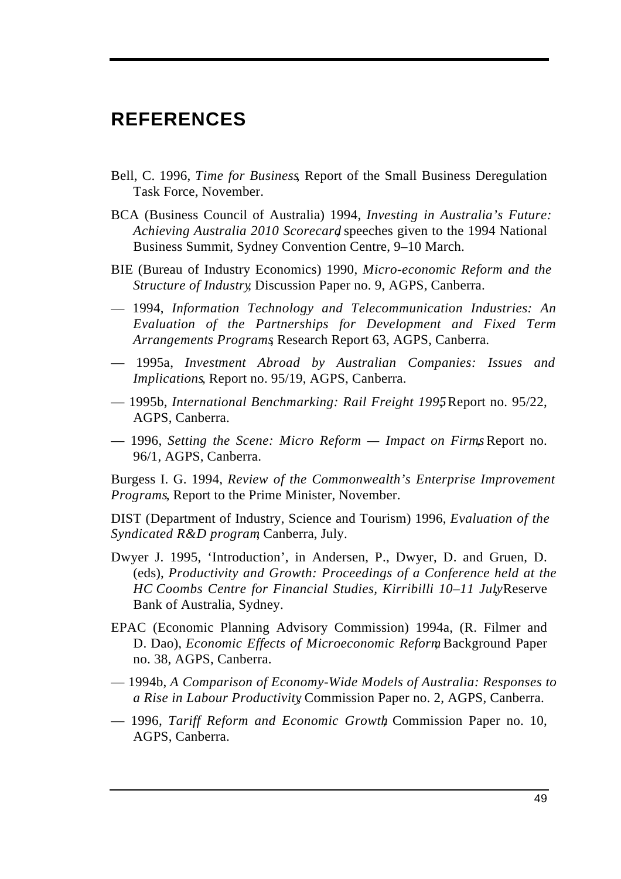# REFERENCES

Bell, C. 1996, *Time for Business*, Report of the Small Business Deregulation Task Force, November.

BCA (Business Council of Australia) 1994, *Investing in Australia's Future: Achieving Australia 2010 Scorecard*, speeches given to the 1994 National Business Summit, Sydney Convention Centre, 9–10 March.

BIE (Bureau of Industry Economics) 1990, *Micro-economic Reform and the Structure of Industry*, Discussion Paper no. 9, AGPS, Canberra.

— 1994, *Information Technology and Telecommunication Industries: An Evaluation of the Partnerships for Development and Fixed Term Arrangements Programs*, Research Report 63, AGPS, Canberra.

— 1995a, *Investment Abroad by Australian Companies: Issues and Implications*, Report no. 95/19, AGPS, Canberra.

— 1995b, *International Benchmarking: Rail Freight 1995*, Report no. 95/22, AGPS, Canberra.

— 1996, *Setting the Scene: Micro Reform — Impact on Firms*, Report no. 96/1, AGPS, Canberra.

Burgess I. G. 1994, *Review of the Commonwealth's Enterprise Improvement Programs*, Report to the Prime Minister, November.

DIST (Department of Industry, Science and Tourism) 1996, *Evaluation of the Syndicated R&D program*, Canberra, July.

Dwyer J. 1995, 'Introduction', in Andersen, P., Dwyer, D. and Gruen, D. (eds), *Productivity and Growth: Proceedings of a Conference held at the HC Coombs Centre for Financial Studies, Kirribilli 10–11 July*, Reserve Bank of Australia, Sydney.

EPAC (Economic Planning Advisory Commission) 1994a, (R. Filmer and D. Dao), *Economic Effects of Microeconomic Reform*, Background Paper no. 38, AGPS, Canberra.

— 1994b, *A Comparison of Economy-Wide Models of Australia: Responses to a Rise in Labour Productivity*, Commission Paper no. 2, AGPS, Canberra.

— 1996, *Tariff Reform and Economic Growth*, Commission Paper no. 10, AGPS, Canberra.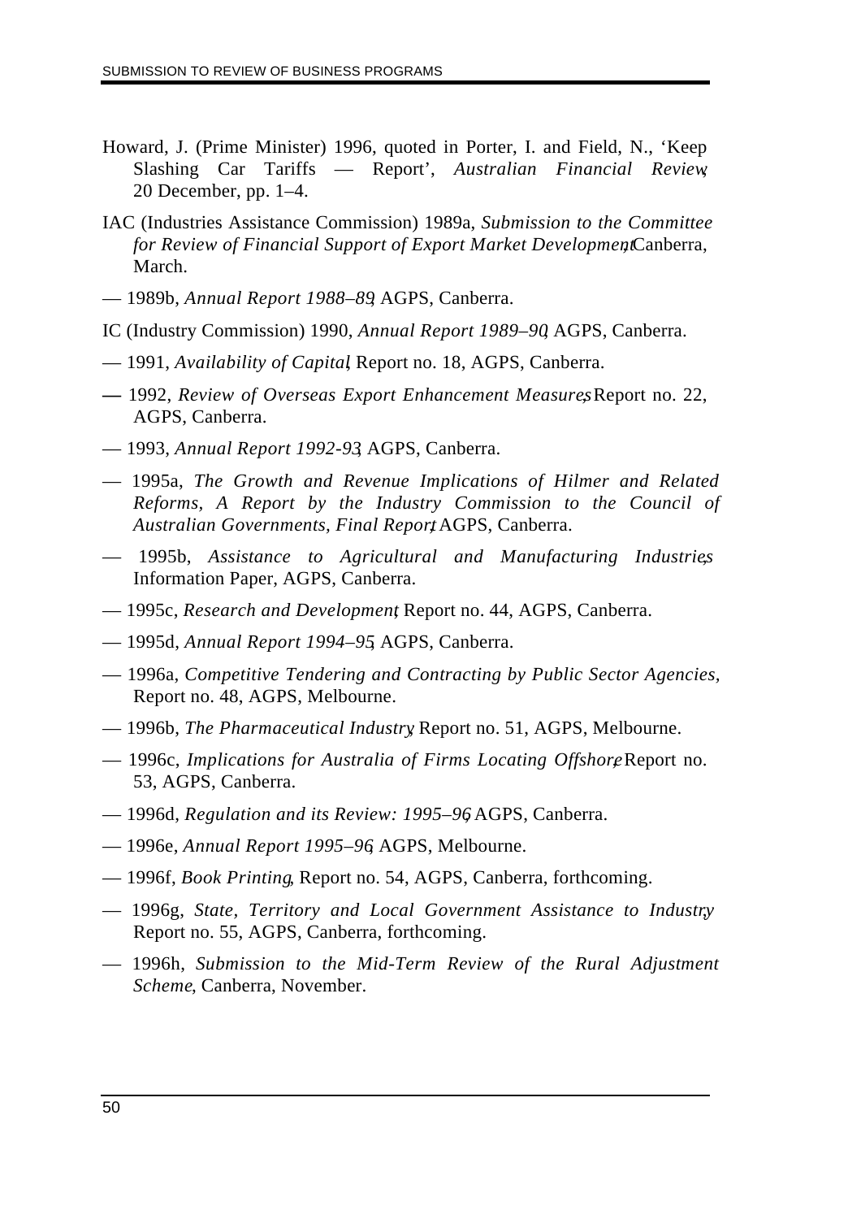Howard, J. (Prime Minister) 1996, quoted in Porter, I. and Field, N., ‘Keep Slashing Car Tariffs — Report’, *Australian Financial Review*, 20 December, pp. 1–4.

IAC (Industries Assistance Commission) 1989a, *Submission to the Committee for Review of Financial Support of Export Market Development*, Canberra, March.

— 1989b, *Annual Report 1988–89*, AGPS, Canberra.

IC (Industry Commission) 1990, *Annual Report 1989–90*, AGPS, Canberra.

— 1991, *Availability of Capital*, Report no. 18, AGPS, Canberra.

— 1992, *Review of Overseas Export Enhancement Measures*, Report no. 22, AGPS, Canberra.

— 1993, *Annual Report 1992-93*, AGPS, Canberra.

— 1995a, *The Growth and Revenue Implications of Hilmer and Related Reforms, A Report by the Industry Commission to the Council of Australian Governments, Final Report*, AGPS, Canberra.

— 1995b, *Assistance to Agricultural and Manufacturing Industries*, Information Paper, AGPS, Canberra.

— 1995c, *Research and Development*, Report no. 44, AGPS, Canberra.

— 1995d, *Annual Report 1994–95*, AGPS, Canberra.

— 1996a, *Competitive Tendering and Contracting by Public Sector Agencies*, Report no. 48, AGPS, Melbourne.

— 1996b, *The Pharmaceutical Industry*, Report no. 51, AGPS, Melbourne.

— 1996c, *Implications for Australia of Firms Locating Offshore*, Report no. 53, AGPS, Canberra.

— 1996d, *Regulation and its Review: 1995–96*, AGPS, Canberra.

— 1996e, *Annual Report 1995–96*, AGPS, Melbourne.

— 1996f, *Book Printing*, Report no. 54, AGPS, Canberra, forthcoming.

— 1996g, *State, Territory and Local Government Assistance to Industry*, Report no. 55, AGPS, Canberra, forthcoming.

— 1996h, *Submission to the Mid-Term Review of the Rural Adjustment Scheme*, Canberra, November.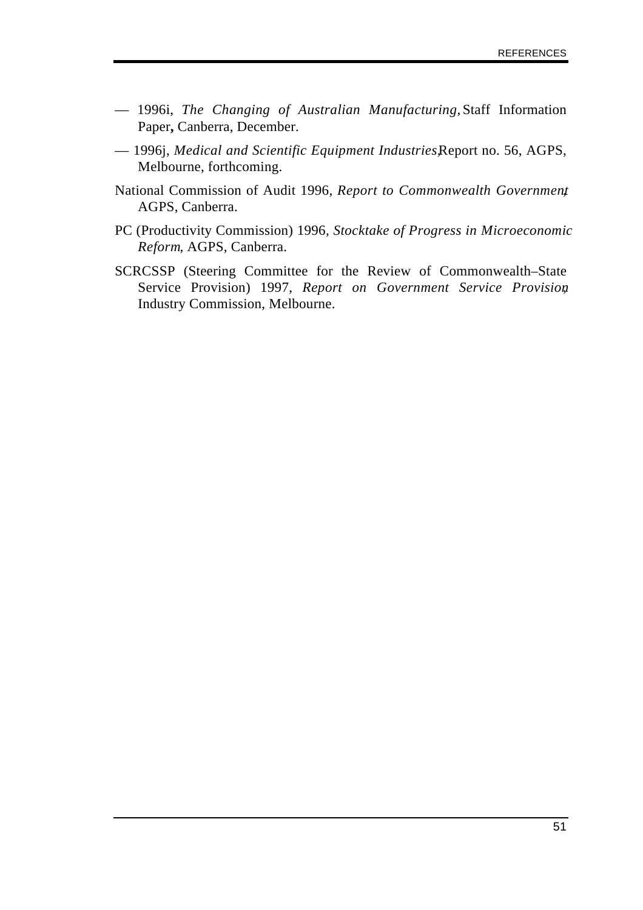— 1996i, *The Changing of Australian Manufacturing,* Staff Information Paper**,** Canberra, December.

— 1996j, *Medical and Scientific Equipment Industries*, Report no. 56, AGPS, Melbourne, forthcoming.

National Commission of Audit 1996, *Report to Commonwealth Government*, AGPS, Canberra.

PC (Productivity Commission) 1996, *Stocktake of Progress in Microeconomic Reform*, AGPS, Canberra.

SCRCSSP (Steering Committee for the Review of Commonwealth–State Service Provision) 1997, *Report on Government Service Provision*, Industry Commission, Melbourne.